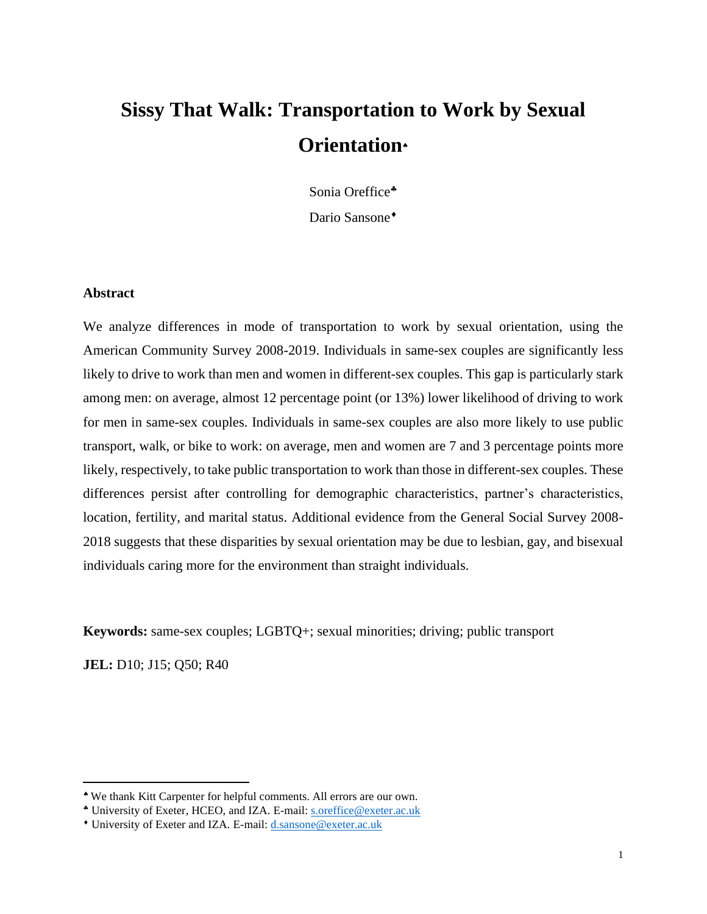# Sissy That Walk: Transportation to Work by Sexual Orientation[♠]

Sonia Oreffice[♣]

Dario Sansone[♦]

### Abstract

We analyze differences in mode of transportation to work by sexual orientation, using the American Community Survey 2008-2019. Individuals in same-sex couples are significantly less likely to drive to work than men and women in different-sex couples. This gap is particularly stark among men: on average, almost 12 percentage point (or 13%) lower likelihood of driving to work for men in same-sex couples. Individuals in same-sex couples are also more likely to use public transport, walk, or bike to work: on average, men and women are 7 and 3 percentage points more likely, respectively, to take public transportation to work than those in different-sex couples. These differences persist after controlling for demographic characteristics, partner's characteristics, location, fertility, and marital status. Additional evidence from the General Social Survey 2008-2018 suggests that these disparities by sexual orientation may be due to lesbian, gay, and bisexual individuals caring more for the environment than straight individuals.

**Keywords:** same-sex couples; LGBTQ+; sexual minorities; driving; public transport

**JEL:** D10; J15; Q50; R40

---

[♠] We thank Kitt Carpenter for helpful comments. All errors are our own.

[♣] University of Exeter, HCEO, and IZA. E-mail: s.oreffice@exeter.ac.uk

[♦] University of Exeter and IZA. E-mail: d.sansone@exeter.ac.uk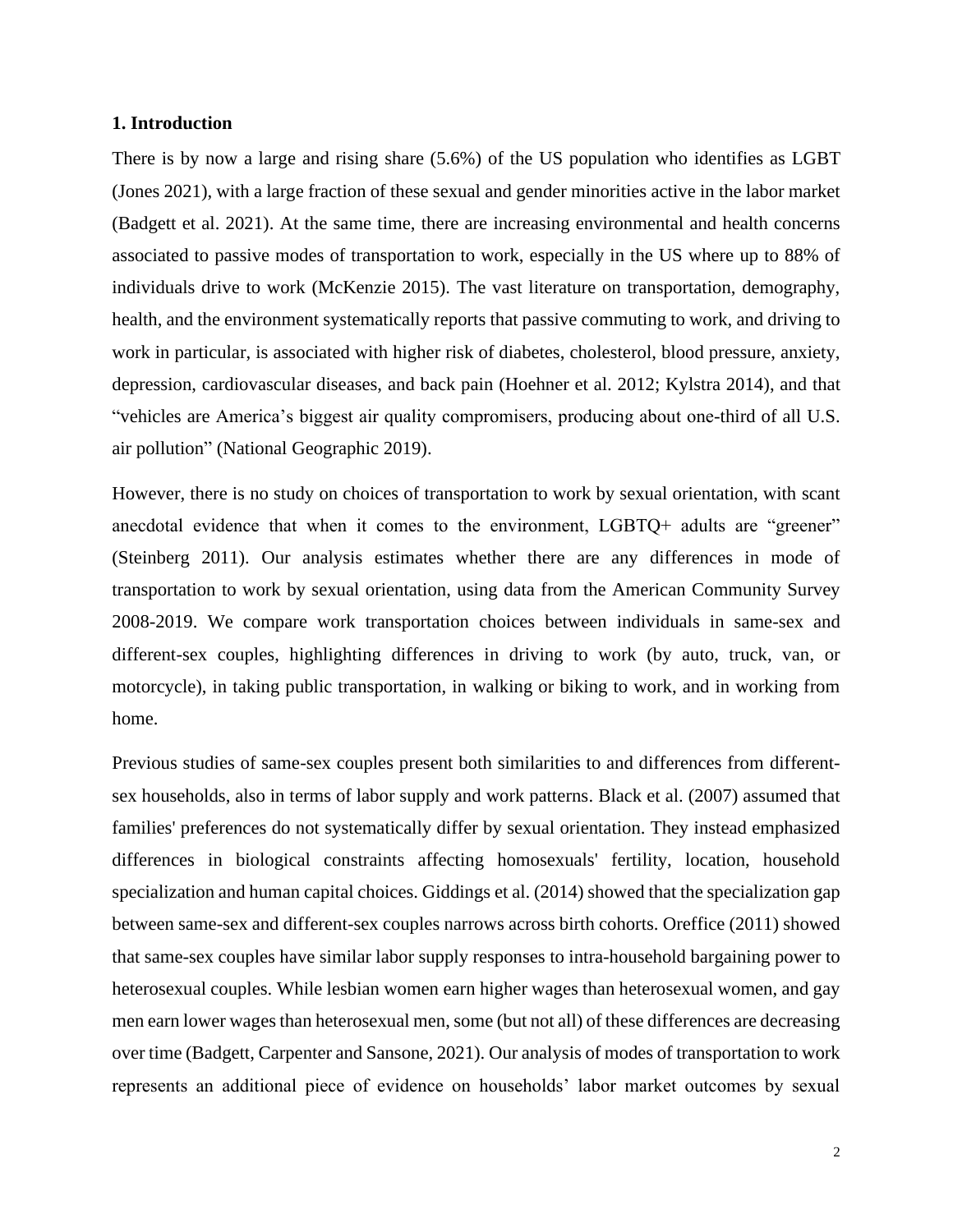## 1. Introduction

There is by now a large and rising share (5.6%) of the US population who identifies as LGBT (Jones 2021), with a large fraction of these sexual and gender minorities active in the labor market (Badgett et al. 2021). At the same time, there are increasing environmental and health concerns associated to passive modes of transportation to work, especially in the US where up to 88% of individuals drive to work (McKenzie 2015). The vast literature on transportation, demography, health, and the environment systematically reports that passive commuting to work, and driving to work in particular, is associated with higher risk of diabetes, cholesterol, blood pressure, anxiety, depression, cardiovascular diseases, and back pain (Hoehner et al. 2012; Kylstra 2014), and that "vehicles are America's biggest air quality compromisers, producing about one-third of all U.S. air pollution" (National Geographic 2019).

However, there is no study on choices of transportation to work by sexual orientation, with scant anecdotal evidence that when it comes to the environment, LGBTQ+ adults are "greener" (Steinberg 2011). Our analysis estimates whether there are any differences in mode of transportation to work by sexual orientation, using data from the American Community Survey 2008-2019. We compare work transportation choices between individuals in same-sex and different-sex couples, highlighting differences in driving to work (by auto, truck, van, or motorcycle), in taking public transportation, in walking or biking to work, and in working from home.

Previous studies of same-sex couples present both similarities to and differences from different-sex households, also in terms of labor supply and work patterns. Black et al. (2007) assumed that families' preferences do not systematically differ by sexual orientation. They instead emphasized differences in biological constraints affecting homosexuals' fertility, location, household specialization and human capital choices. Giddings et al. (2014) showed that the specialization gap between same-sex and different-sex couples narrows across birth cohorts. Oreffice (2011) showed that same-sex couples have similar labor supply responses to intra-household bargaining power to heterosexual couples. While lesbian women earn higher wages than heterosexual women, and gay men earn lower wages than heterosexual men, some (but not all) of these differences are decreasing over time (Badgett, Carpenter and Sansone, 2021). Our analysis of modes of transportation to work represents an additional piece of evidence on households' labor market outcomes by sexual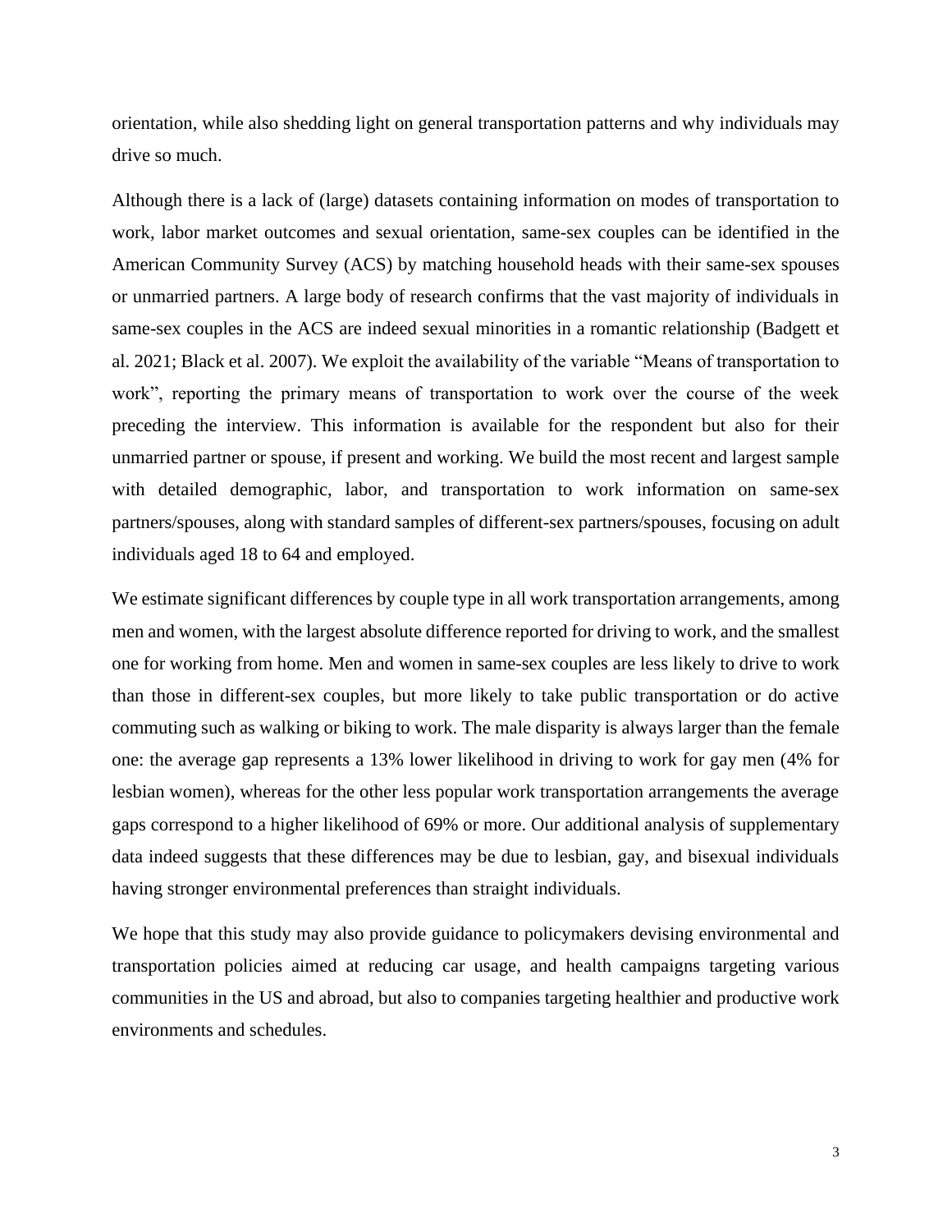orientation, while also shedding light on general transportation patterns and why individuals may drive so much.

Although there is a lack of (large) datasets containing information on modes of transportation to work, labor market outcomes and sexual orientation, same-sex couples can be identified in the American Community Survey (ACS) by matching household heads with their same-sex spouses or unmarried partners. A large body of research confirms that the vast majority of individuals in same-sex couples in the ACS are indeed sexual minorities in a romantic relationship (Badgett et al. 2021; Black et al. 2007). We exploit the availability of the variable "Means of transportation to work", reporting the primary means of transportation to work over the course of the week preceding the interview. This information is available for the respondent but also for their unmarried partner or spouse, if present and working. We build the most recent and largest sample with detailed demographic, labor, and transportation to work information on same-sex partners/spouses, along with standard samples of different-sex partners/spouses, focusing on adult individuals aged 18 to 64 and employed.

We estimate significant differences by couple type in all work transportation arrangements, among men and women, with the largest absolute difference reported for driving to work, and the smallest one for working from home. Men and women in same-sex couples are less likely to drive to work than those in different-sex couples, but more likely to take public transportation or do active commuting such as walking or biking to work. The male disparity is always larger than the female one: the average gap represents a 13% lower likelihood in driving to work for gay men (4% for lesbian women), whereas for the other less popular work transportation arrangements the average gaps correspond to a higher likelihood of 69% or more. Our additional analysis of supplementary data indeed suggests that these differences may be due to lesbian, gay, and bisexual individuals having stronger environmental preferences than straight individuals.

We hope that this study may also provide guidance to policymakers devising environmental and transportation policies aimed at reducing car usage, and health campaigns targeting various communities in the US and abroad, but also to companies targeting healthier and productive work environments and schedules.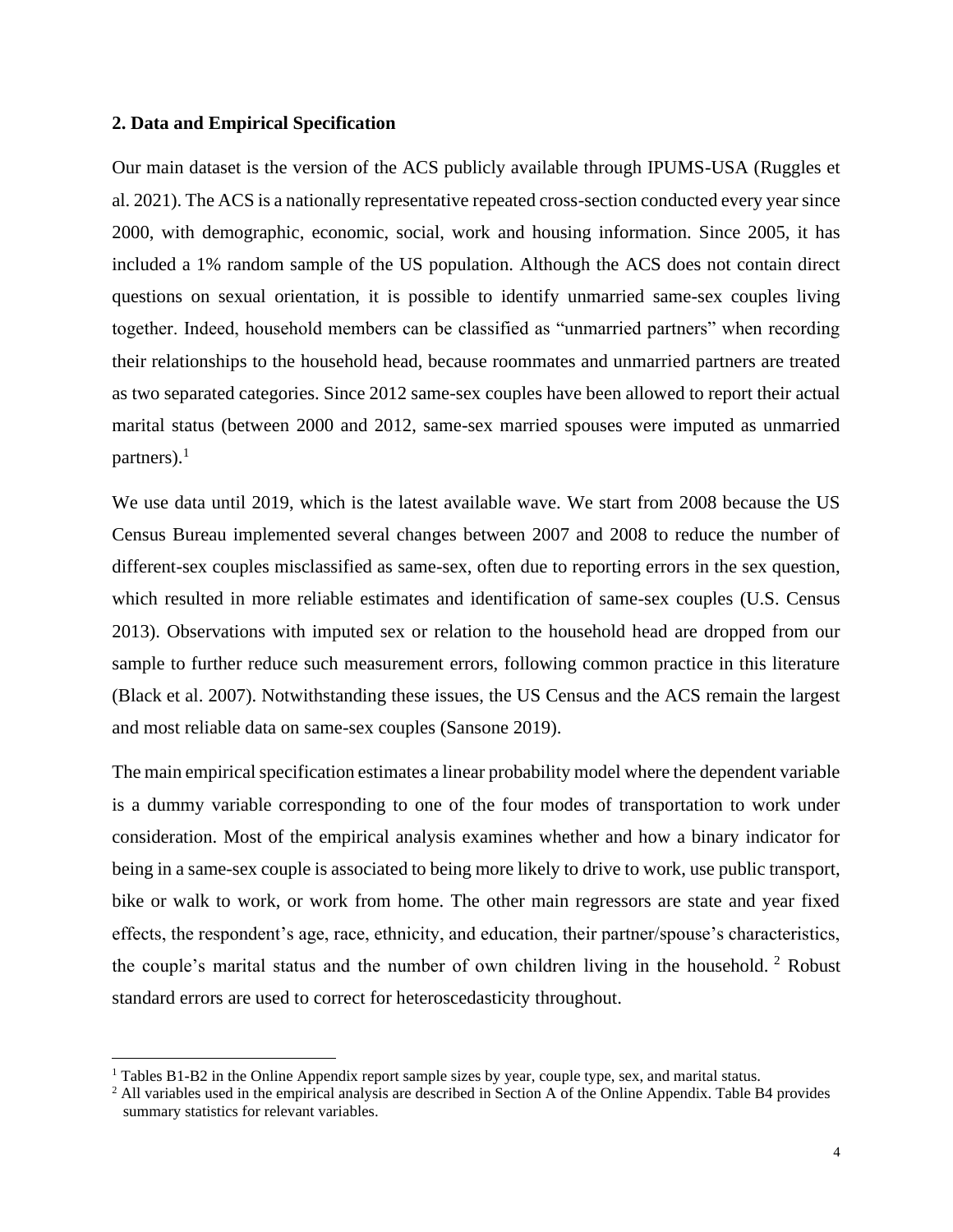## 2. Data and Empirical Specification

Our main dataset is the version of the ACS publicly available through IPUMS-USA (Ruggles et al. 2021). The ACS is a nationally representative repeated cross-section conducted every year since 2000, with demographic, economic, social, work and housing information. Since 2005, it has included a 1% random sample of the US population. Although the ACS does not contain direct questions on sexual orientation, it is possible to identify unmarried same-sex couples living together. Indeed, household members can be classified as "unmarried partners" when recording their relationships to the household head, because roommates and unmarried partners are treated as two separated categories. Since 2012 same-sex couples have been allowed to report their actual marital status (between 2000 and 2012, same-sex married spouses were imputed as unmarried partners).[1]

We use data until 2019, which is the latest available wave. We start from 2008 because the US Census Bureau implemented several changes between 2007 and 2008 to reduce the number of different-sex couples misclassified as same-sex, often due to reporting errors in the sex question, which resulted in more reliable estimates and identification of same-sex couples (U.S. Census 2013). Observations with imputed sex or relation to the household head are dropped from our sample to further reduce such measurement errors, following common practice in this literature (Black et al. 2007). Notwithstanding these issues, the US Census and the ACS remain the largest and most reliable data on same-sex couples (Sansone 2019).

The main empirical specification estimates a linear probability model where the dependent variable is a dummy variable corresponding to one of the four modes of transportation to work under consideration. Most of the empirical analysis examines whether and how a binary indicator for being in a same-sex couple is associated to being more likely to drive to work, use public transport, bike or walk to work, or work from home. The other main regressors are state and year fixed effects, the respondent's age, race, ethnicity, and education, their partner/spouse's characteristics, the couple's marital status and the number of own children living in the household.[2] Robust standard errors are used to correct for heteroscedasticity throughout.

[1] Tables B1-B2 in the Online Appendix report sample sizes by year, couple type, sex, and marital status.

[2] All variables used in the empirical analysis are described in Section A of the Online Appendix. Table B4 provides summary statistics for relevant variables.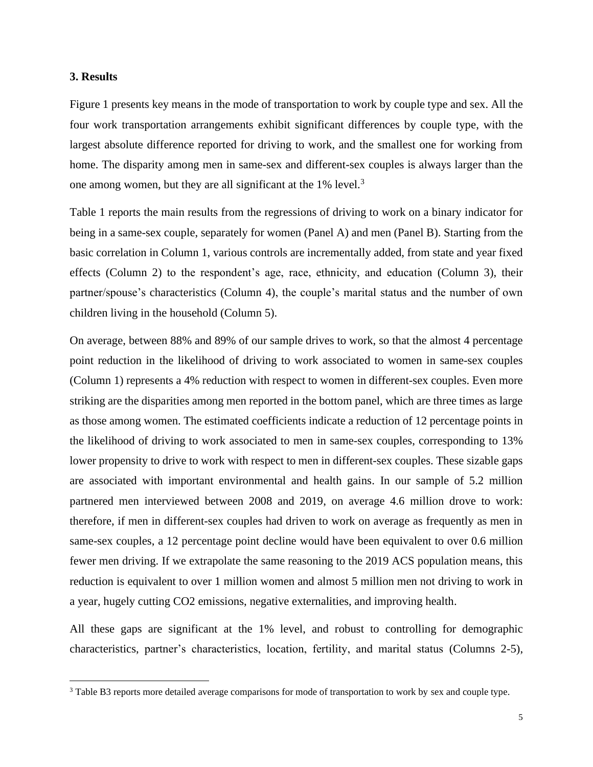### 3. Results

Figure 1 presents key means in the mode of transportation to work by couple type and sex. All the four work transportation arrangements exhibit significant differences by couple type, with the largest absolute difference reported for driving to work, and the smallest one for working from home. The disparity among men in same-sex and different-sex couples is always larger than the one among women, but they are all significant at the 1% level.[3]

Table 1 reports the main results from the regressions of driving to work on a binary indicator for being in a same-sex couple, separately for women (Panel A) and men (Panel B). Starting from the basic correlation in Column 1, various controls are incrementally added, from state and year fixed effects (Column 2) to the respondent's age, race, ethnicity, and education (Column 3), their partner/spouse's characteristics (Column 4), the couple's marital status and the number of own children living in the household (Column 5).

On average, between 88% and 89% of our sample drives to work, so that the almost 4 percentage point reduction in the likelihood of driving to work associated to women in same-sex couples (Column 1) represents a 4% reduction with respect to women in different-sex couples. Even more striking are the disparities among men reported in the bottom panel, which are three times as large as those among women. The estimated coefficients indicate a reduction of 12 percentage points in the likelihood of driving to work associated to men in same-sex couples, corresponding to 13% lower propensity to drive to work with respect to men in different-sex couples. These sizable gaps are associated with important environmental and health gains. In our sample of 5.2 million partnered men interviewed between 2008 and 2019, on average 4.6 million drove to work: therefore, if men in different-sex couples had driven to work on average as frequently as men in same-sex couples, a 12 percentage point decline would have been equivalent to over 0.6 million fewer men driving. If we extrapolate the same reasoning to the 2019 ACS population means, this reduction is equivalent to over 1 million women and almost 5 million men not driving to work in a year, hugely cutting $CO_2$ emissions, negative externalities, and improving health.

All these gaps are significant at the 1% level, and robust to controlling for demographic characteristics, partner's characteristics, location, fertility, and marital status (Columns 2-5),

[3] Table B3 reports more detailed average comparisons for mode of transportation to work by sex and couple type.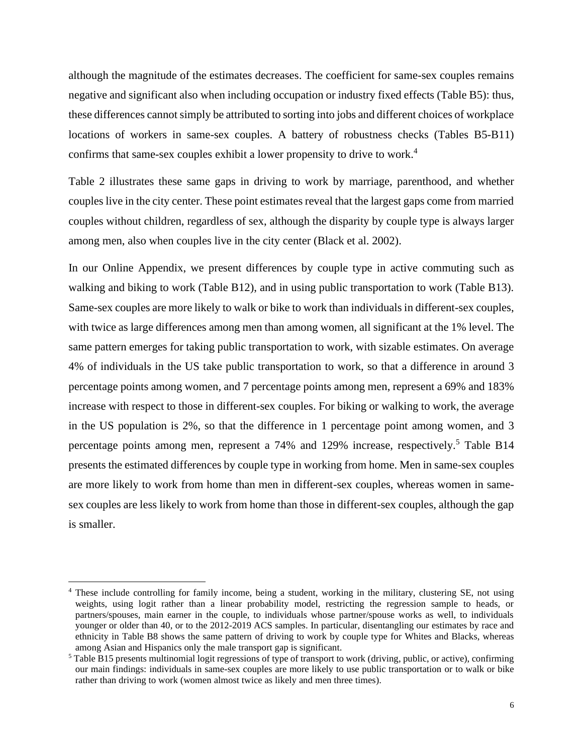although the magnitude of the estimates decreases. The coefficient for same-sex couples remains negative and significant also when including occupation or industry fixed effects (Table B5): thus, these differences cannot simply be attributed to sorting into jobs and different choices of workplace locations of workers in same-sex couples. A battery of robustness checks (Tables B5-B11) confirms that same-sex couples exhibit a lower propensity to drive to work.[4]

Table 2 illustrates these same gaps in driving to work by marriage, parenthood, and whether couples live in the city center. These point estimates reveal that the largest gaps come from married couples without children, regardless of sex, although the disparity by couple type is always larger among men, also when couples live in the city center (Black et al. 2002).

In our Online Appendix, we present differences by couple type in active commuting such as walking and biking to work (Table B12), and in using public transportation to work (Table B13). Same-sex couples are more likely to walk or bike to work than individuals in different-sex couples, with twice as large differences among men than among women, all significant at the 1% level. The same pattern emerges for taking public transportation to work, with sizable estimates. On average 4% of individuals in the US take public transportation to work, so that a difference in around 3 percentage points among women, and 7 percentage points among men, represent a 69% and 183% increase with respect to those in different-sex couples. For biking or walking to work, the average in the US population is 2%, so that the difference in 1 percentage point among women, and 3 percentage points among men, represent a 74% and 129% increase, respectively.[5] Table B14 presents the estimated differences by couple type in working from home. Men in same-sex couples are more likely to work from home than men in different-sex couples, whereas women in same-sex couples are less likely to work from home than those in different-sex couples, although the gap is smaller.

---

[4] These include controlling for family income, being a student, working in the military, clustering SE, not using weights, using logit rather than a linear probability model, restricting the regression sample to heads, or partners/spouses, main earner in the couple, to individuals whose partner/spouse works as well, to individuals younger or older than 40, or to the 2012-2019 ACS samples. In particular, disentangling our estimates by race and ethnicity in Table B8 shows the same pattern of driving to work by couple type for Whites and Blacks, whereas among Asian and Hispanics only the male transport gap is significant.

[5] Table B15 presents multinomial logit regressions of type of transport to work (driving, public, or active), confirming our main findings: individuals in same-sex couples are more likely to use public transportation or to walk or bike rather than driving to work (women almost twice as likely and men three times).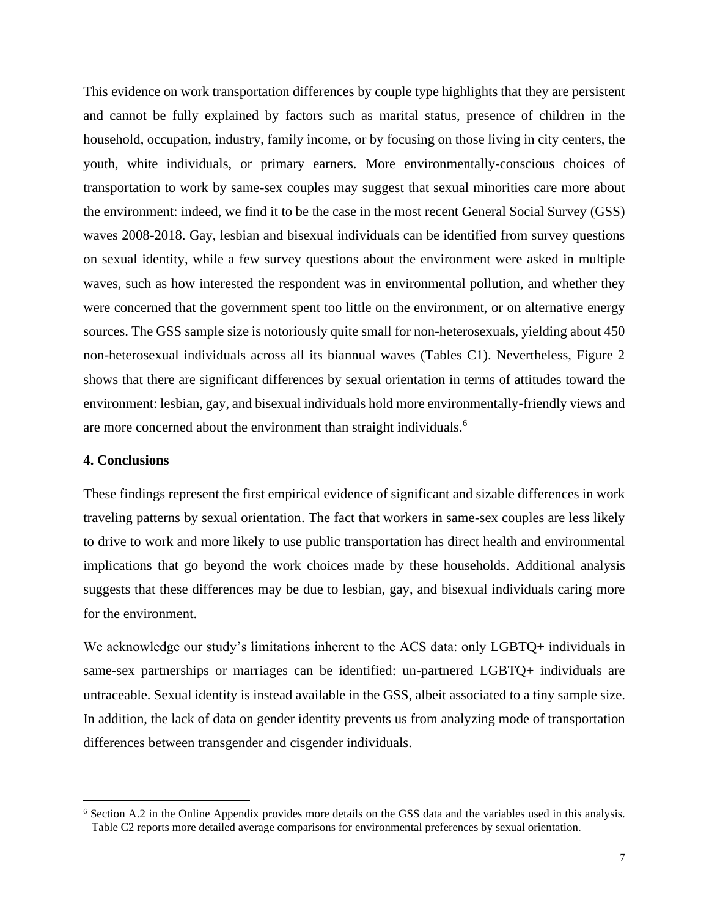This evidence on work transportation differences by couple type highlights that they are persistent and cannot be fully explained by factors such as marital status, presence of children in the household, occupation, industry, family income, or by focusing on those living in city centers, the youth, white individuals, or primary earners. More environmentally-conscious choices of transportation to work by same-sex couples may suggest that sexual minorities care more about the environment: indeed, we find it to be the case in the most recent General Social Survey (GSS) waves 2008-2018. Gay, lesbian and bisexual individuals can be identified from survey questions on sexual identity, while a few survey questions about the environment were asked in multiple waves, such as how interested the respondent was in environmental pollution, and whether they were concerned that the government spent too little on the environment, or on alternative energy sources. The GSS sample size is notoriously quite small for non-heterosexuals, yielding about 450 non-heterosexual individuals across all its biannual waves (Tables C1). Nevertheless, Figure 2 shows that there are significant differences by sexual orientation in terms of attitudes toward the environment: lesbian, gay, and bisexual individuals hold more environmentally-friendly views and are more concerned about the environment than straight individuals.[6]

## 4. Conclusions

These findings represent the first empirical evidence of significant and sizable differences in work traveling patterns by sexual orientation. The fact that workers in same-sex couples are less likely to drive to work and more likely to use public transportation has direct health and environmental implications that go beyond the work choices made by these households. Additional analysis suggests that these differences may be due to lesbian, gay, and bisexual individuals caring more for the environment.

We acknowledge our study's limitations inherent to the ACS data: only LGBTQ+ individuals in same-sex partnerships or marriages can be identified: un-partnered LGBTQ+ individuals are untraceable. Sexual identity is instead available in the GSS, albeit associated to a tiny sample size. In addition, the lack of data on gender identity prevents us from analyzing mode of transportation differences between transgender and cisgender individuals.

[6] Section A.2 in the Online Appendix provides more details on the GSS data and the variables used in this analysis. Table C2 reports more detailed average comparisons for environmental preferences by sexual orientation.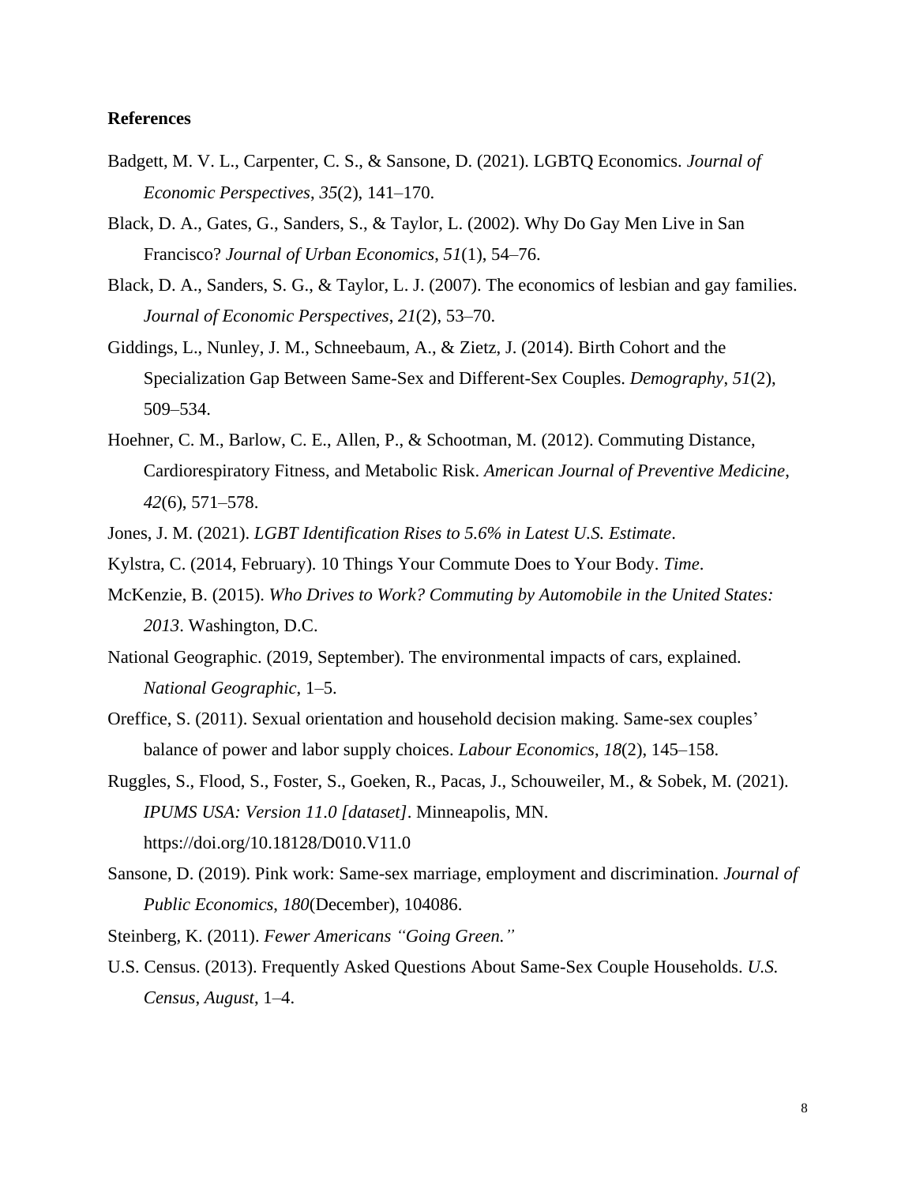**References**

Badgett, M. V. L., Carpenter, C. S., & Sansone, D. (2021). LGBTQ Economics. *Journal of Economic Perspectives*, *35*(2), 141–170.

Black, D. A., Gates, G., Sanders, S., & Taylor, L. (2002). Why Do Gay Men Live in San Francisco? *Journal of Urban Economics*, *51*(1), 54–76.

Black, D. A., Sanders, S. G., & Taylor, L. J. (2007). The economics of lesbian and gay families. *Journal of Economic Perspectives*, *21*(2), 53–70.

Giddings, L., Nunley, J. M., Schneebaum, A., & Zietz, J. (2014). Birth Cohort and the Specialization Gap Between Same-Sex and Different-Sex Couples. *Demography*, *51*(2), 509–534.

Hoehner, C. M., Barlow, C. E., Allen, P., & Schootman, M. (2012). Commuting Distance, Cardiorespiratory Fitness, and Metabolic Risk. *American Journal of Preventive Medicine*, *42*(6), 571–578.

Jones, J. M. (2021). *LGBT Identification Rises to 5.6% in Latest U.S. Estimate*.

Kylstra, C. (2014, February). 10 Things Your Commute Does to Your Body. *Time*.

McKenzie, B. (2015). *Who Drives to Work? Commuting by Automobile in the United States: 2013*. Washington, D.C.

National Geographic. (2019, September). The environmental impacts of cars, explained. *National Geographic*, 1–5.

Oreffice, S. (2011). Sexual orientation and household decision making. Same-sex couples' balance of power and labor supply choices. *Labour Economics*, *18*(2), 145–158.

Ruggles, S., Flood, S., Foster, S., Goeken, R., Pacas, J., Schouweiler, M., & Sobek, M. (2021). *IPUMS USA: Version 11.0 [dataset]*. Minneapolis, MN. https://doi.org/10.18128/D010.V11.0

Sansone, D. (2019). Pink work: Same-sex marriage, employment and discrimination. *Journal of Public Economics*, *180*(December), 104086.

Steinberg, K. (2011). *Fewer Americans "Going Green."*

U.S. Census. (2013). Frequently Asked Questions About Same-Sex Couple Households. *U.S. Census*, *August*, 1–4.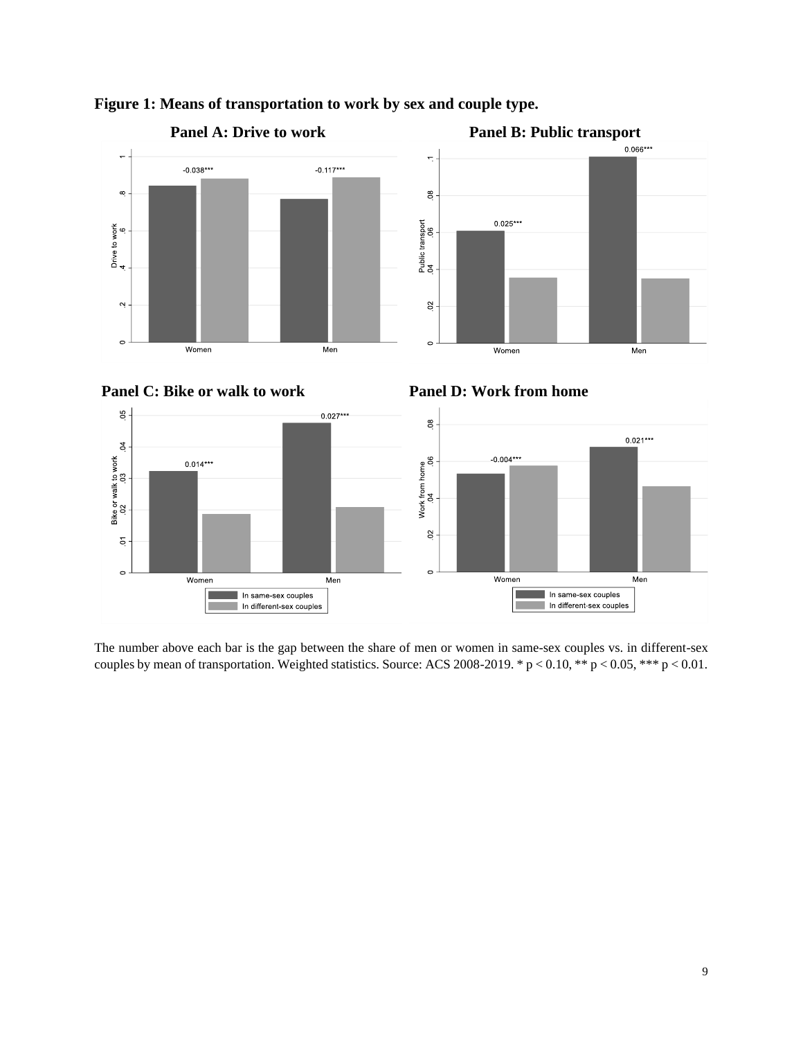**Figure 1: Means of transportation to work by sex and couple type.**

**Panel A: Drive to work**

**Panel B: Public transport**

**Panel C: Bike or walk to work**

**Panel D: Work from home**

The number above each bar is the gap between the share of men or women in same-sex couples vs. in different-sex couples by mean of transportation. Weighted statistics. Source: ACS 2008-2019. * $p < 0.10$, ** $p < 0.05$, *** $p < 0.01$.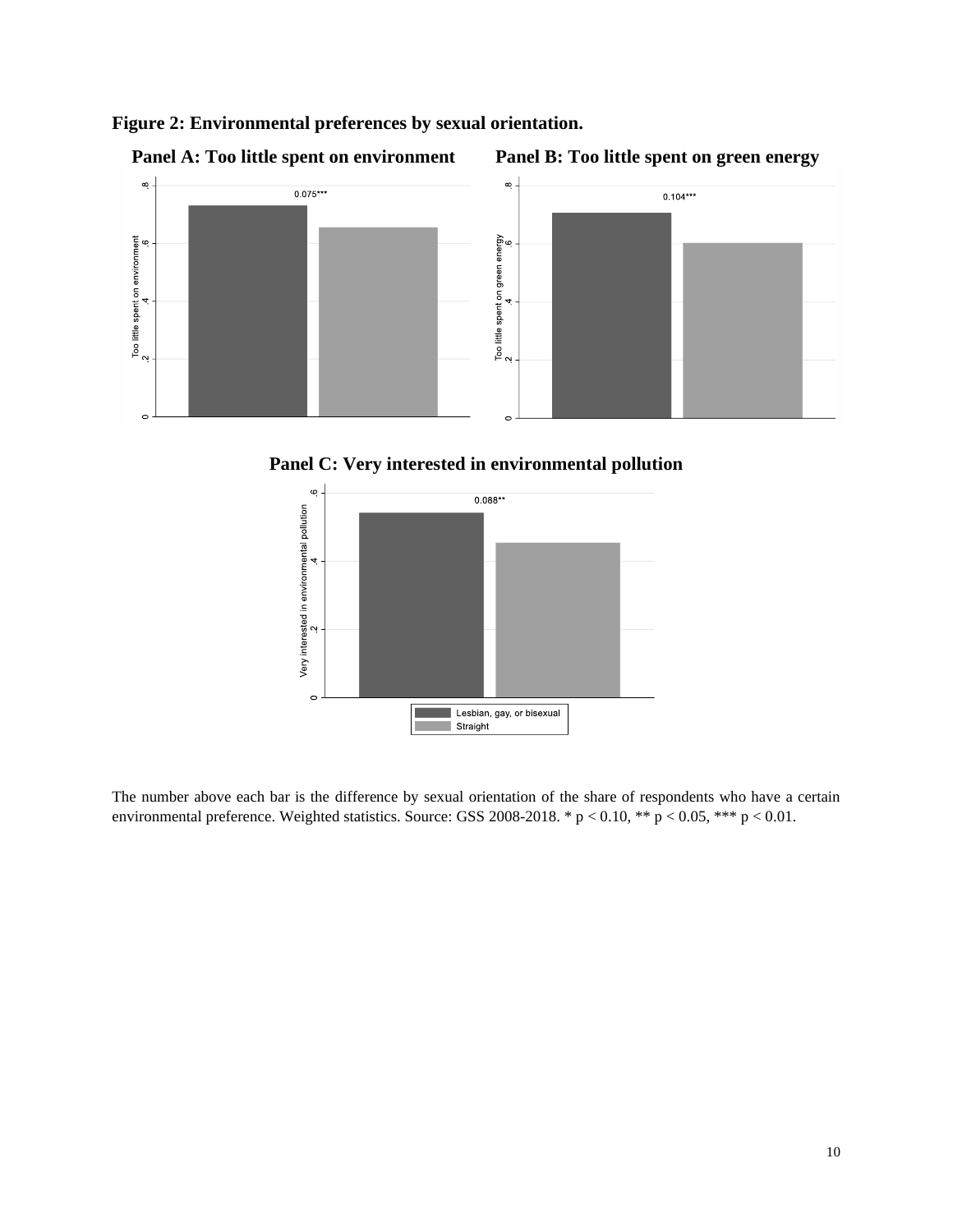**Figure 2: Environmental preferences by sexual orientation.**

**Panel A: Too little spent on environment**

**Panel B: Too little spent on green energy**

**Panel C: Very interested in environmental pollution**

The number above each bar is the difference by sexual orientation of the share of respondents who have a certain environmental preference. Weighted statistics. Source: GSS 2008-2018. * $p < 0.10$, ** $p < 0.05$, *** $p < 0.01$.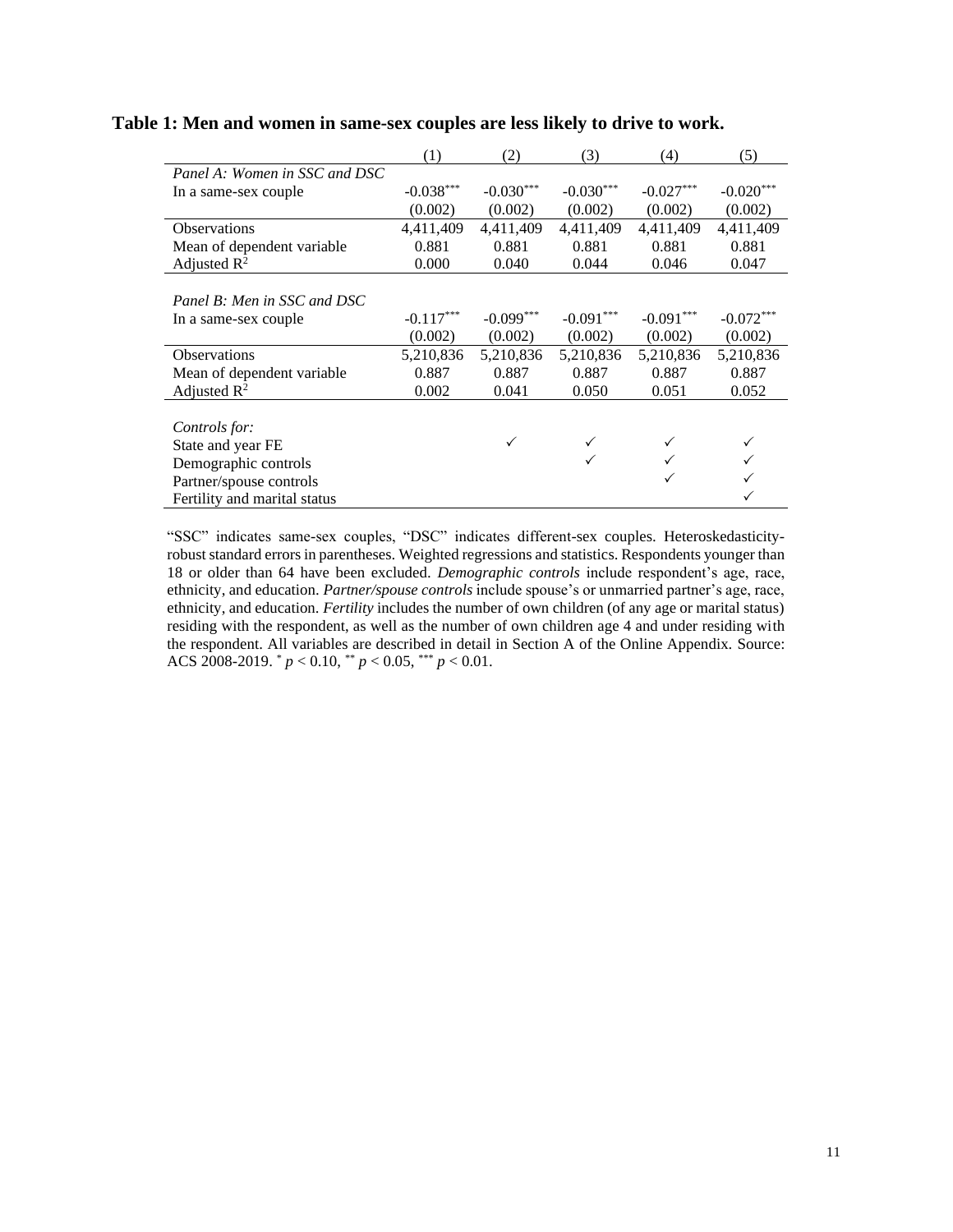**Table 1: Men and women in same-sex couples are less likely to drive to work.**

| | (1) | (2) | (3) | (4) | (5) |
|---|---|---|---|---|---|
| *Panel A: Women in SSC and DSC* | | | | | |
| In a same-sex couple | -0.038*** | -0.030*** | -0.030*** | -0.027*** | -0.020*** |
| | (0.002) | (0.002) | (0.002) | (0.002) | (0.002) |
| Observations | 4,411,409 | 4,411,409 | 4,411,409 | 4,411,409 | 4,411,409 |
| Mean of dependent variable | 0.881 | 0.881 | 0.881 | 0.881 | 0.881 |
| Adjusted $R^2$ | 0.000 | 0.040 | 0.044 | 0.046 | 0.047 |
| | | | | | |
| *Panel B: Men in SSC and DSC* | | | | | |
| In a same-sex couple | -0.117*** | -0.099*** | -0.091*** | -0.091*** | -0.072*** |
| | (0.002) | (0.002) | (0.002) | (0.002) | (0.002) |
| Observations | 5,210,836 | 5,210,836 | 5,210,836 | 5,210,836 | 5,210,836 |
| Mean of dependent variable | 0.887 | 0.887 | 0.887 | 0.887 | 0.887 |
| Adjusted $R^2$ | 0.002 | 0.041 | 0.050 | 0.051 | 0.052 |
| | | | | | |
| *Controls for:* | | | | | |
| State and year FE | | ✓ | ✓ | ✓ | ✓ |
| Demographic controls | | | ✓ | ✓ | ✓ |
| Partner/spouse controls | | | | ✓ | ✓ |
| Fertility and marital status | | | | | ✓ |

"SSC" indicates same-sex couples, "DSC" indicates different-sex couples. Heteroskedasticity-robust standard errors in parentheses. Weighted regressions and statistics. Respondents younger than 18 or older than 64 have been excluded. *Demographic controls* include respondent's age, race, ethnicity, and education. *Partner/spouse controls* include spouse's or unmarried partner's age, race, ethnicity, and education. *Fertility* includes the number of own children (of any age or marital status) residing with the respondent, as well as the number of own children age 4 and under residing with the respondent. All variables are described in detail in Section A of the Online Appendix. Source: ACS 2008-2019. * $p < 0.10$, ** $p < 0.05$, *** $p < 0.01$.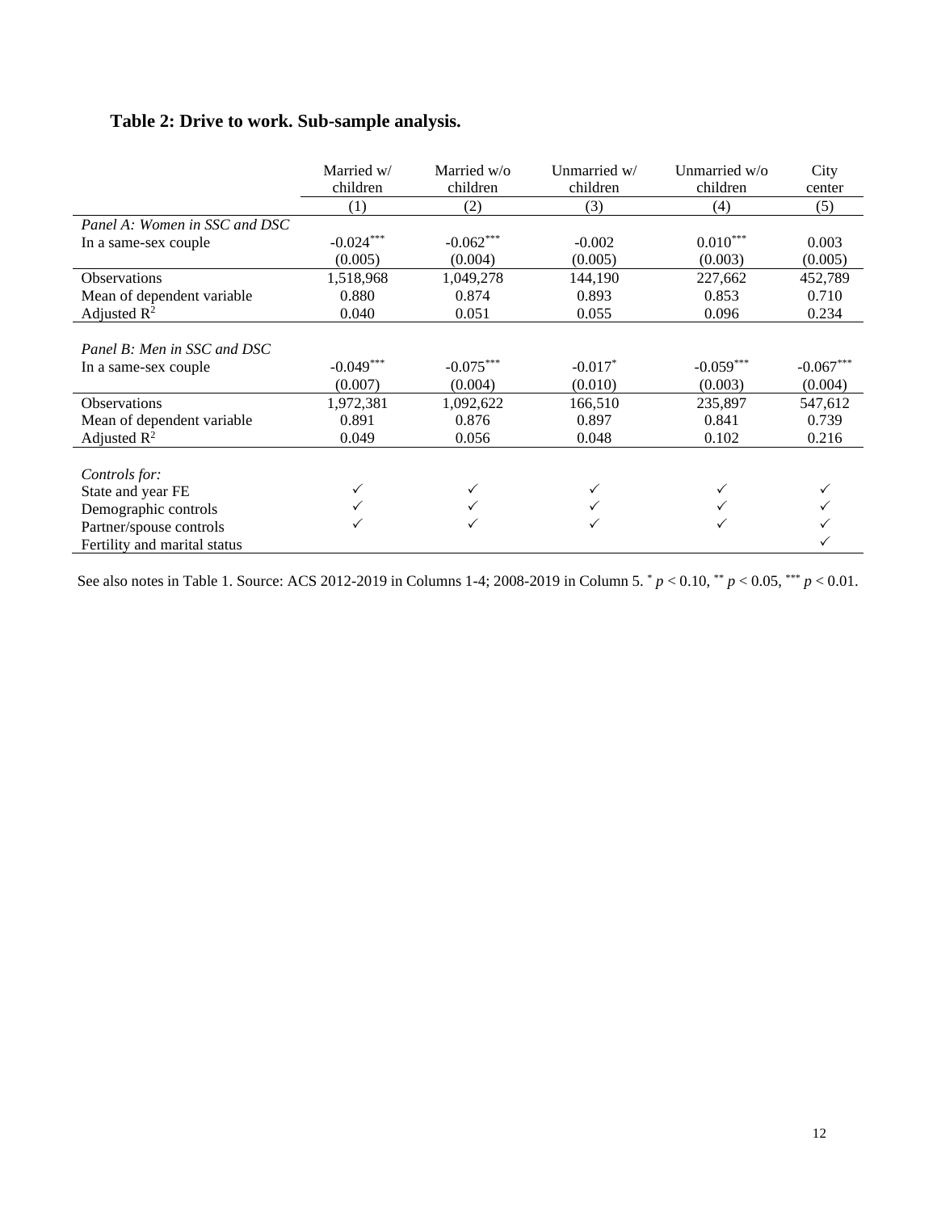## Table 2: Drive to work. Sub-sample analysis.

| | Married w/ children | Married w/o children | Unmarried w/ children | Unmarried w/o children | City center |
|---|---|---|---|---|---|
| | (1) | (2) | (3) | (4) | (5) |
| *Panel A: Women in SSC and DSC* | | | | | |
| In a same-sex couple | -0.024*** | -0.062*** | -0.002 | 0.010*** | 0.003 |
| | (0.005) | (0.004) | (0.005) | (0.003) | (0.005) |
| Observations | 1,518,968 | 1,049,278 | 144,190 | 227,662 | 452,789 |
| Mean of dependent variable | 0.880 | 0.874 | 0.893 | 0.853 | 0.710 |
| Adjusted $R^2$ | 0.040 | 0.051 | 0.055 | 0.096 | 0.234 |
| *Panel B: Men in SSC and DSC* | | | | | |
| In a same-sex couple | -0.049*** | -0.075*** | -0.017* | -0.059*** | -0.067*** |
| | (0.007) | (0.004) | (0.010) | (0.003) | (0.004) |
| Observations | 1,972,381 | 1,092,622 | 166,510 | 235,897 | 547,612 |
| Mean of dependent variable | 0.891 | 0.876 | 0.897 | 0.841 | 0.739 |
| Adjusted $R^2$ | 0.049 | 0.056 | 0.048 | 0.102 | 0.216 |
| *Controls for:* | | | | | |
| State and year FE | ✓ | ✓ | ✓ | ✓ | ✓ |
| Demographic controls | ✓ | ✓ | ✓ | ✓ | ✓ |
| Partner/spouse controls | ✓ | ✓ | ✓ | ✓ | ✓ |
| Fertility and marital status | | | | | ✓ |

See also notes in Table 1. Source: ACS 2012-2019 in Columns 1-4; 2008-2019 in Column 5. * $p < 0.10$, ** $p < 0.05$, *** $p < 0.01$.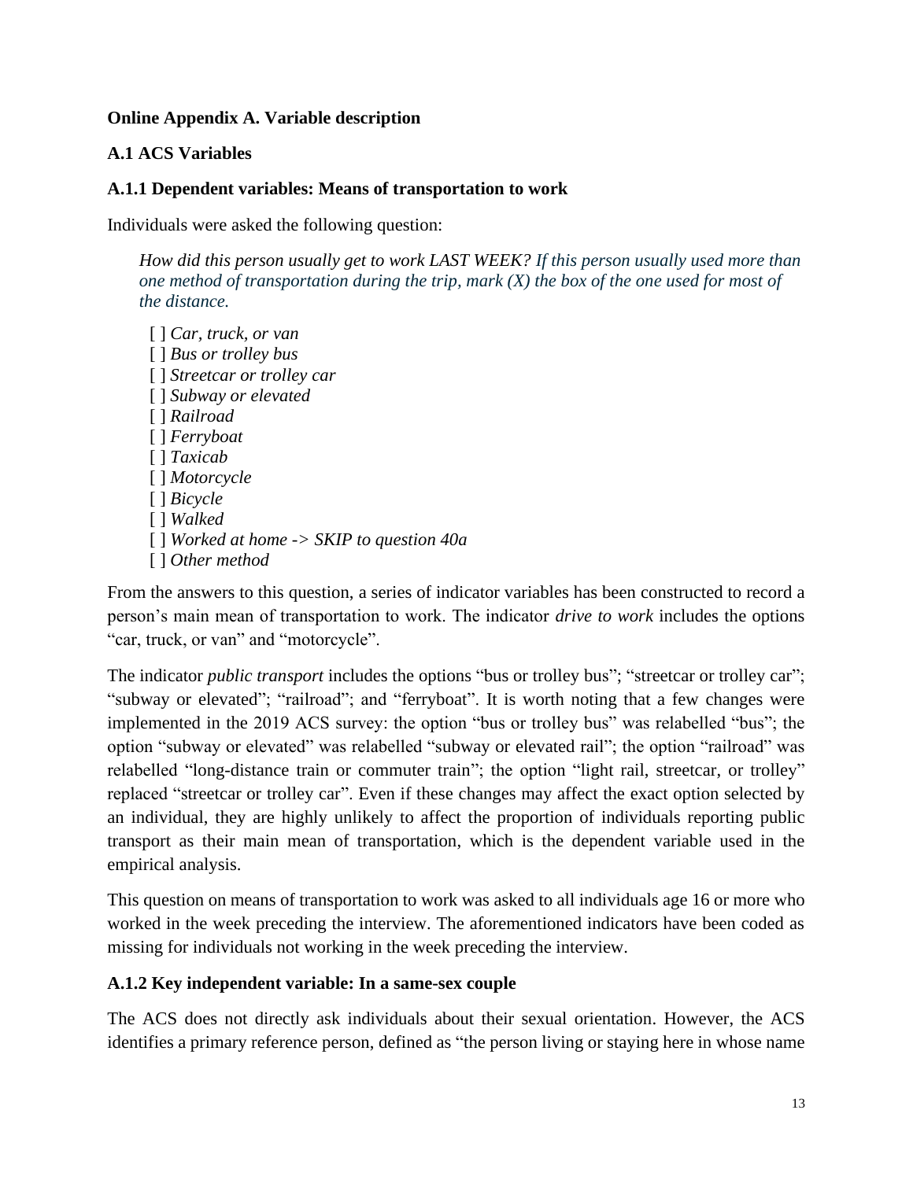**Online Appendix A. Variable description**

**A.1 ACS Variables**

**A.1.1 Dependent variables: Means of transportation to work**

Individuals were asked the following question:

> *How did this person usually get to work LAST WEEK? If this person usually used more than one method of transportation during the trip, mark (X) the box of the one used for most of the distance.*
>
> [ ] *Car, truck, or van*
> [ ] *Bus or trolley bus*
> [ ] *Streetcar or trolley car*
> [ ] *Subway or elevated*
> [ ] *Railroad*
> [ ] *Ferryboat*
> [ ] *Taxicab*
> [ ] *Motorcycle*
> [ ] *Bicycle*
> [ ] *Walked*
> [ ] *Worked at home -> SKIP to question 40a*
> [ ] *Other method*

From the answers to this question, a series of indicator variables has been constructed to record a person's main mean of transportation to work. The indicator *drive to work* includes the options "car, truck, or van" and "motorcycle".

The indicator *public transport* includes the options "bus or trolley bus"; "streetcar or trolley car"; "subway or elevated"; "railroad"; and "ferryboat". It is worth noting that a few changes were implemented in the 2019 ACS survey: the option "bus or trolley bus" was relabelled "bus"; the option "subway or elevated" was relabelled "subway or elevated rail"; the option "railroad" was relabelled "long-distance train or commuter train"; the option "light rail, streetcar, or trolley" replaced "streetcar or trolley car". Even if these changes may affect the exact option selected by an individual, they are highly unlikely to affect the proportion of individuals reporting public transport as their main mean of transportation, which is the dependent variable used in the empirical analysis.

This question on means of transportation to work was asked to all individuals age 16 or more who worked in the week preceding the interview. The aforementioned indicators have been coded as missing for individuals not working in the week preceding the interview.

**A.1.2 Key independent variable: In a same-sex couple**

The ACS does not directly ask individuals about their sexual orientation. However, the ACS identifies a primary reference person, defined as "the person living or staying here in whose name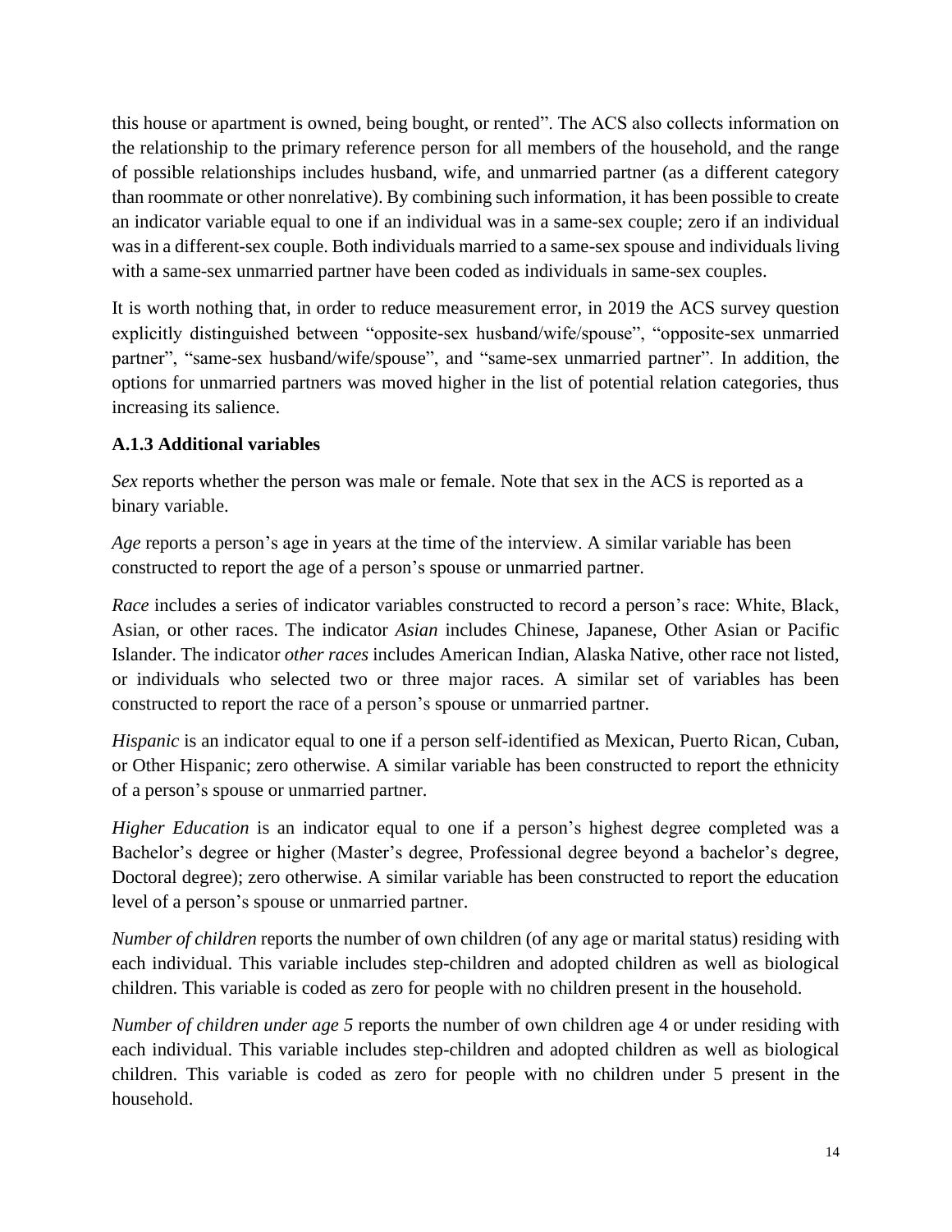this house or apartment is owned, being bought, or rented". The ACS also collects information on the relationship to the primary reference person for all members of the household, and the range of possible relationships includes husband, wife, and unmarried partner (as a different category than roommate or other nonrelative). By combining such information, it has been possible to create an indicator variable equal to one if an individual was in a same-sex couple; zero if an individual was in a different-sex couple. Both individuals married to a same-sex spouse and individuals living with a same-sex unmarried partner have been coded as individuals in same-sex couples.

It is worth nothing that, in order to reduce measurement error, in 2019 the ACS survey question explicitly distinguished between "opposite-sex husband/wife/spouse", "opposite-sex unmarried partner", "same-sex husband/wife/spouse", and "same-sex unmarried partner". In addition, the options for unmarried partners was moved higher in the list of potential relation categories, thus increasing its salience.

### A.1.3 Additional variables

*Sex* reports whether the person was male or female. Note that sex in the ACS is reported as a binary variable.

*Age* reports a person's age in years at the time of the interview. A similar variable has been constructed to report the age of a person's spouse or unmarried partner.

*Race* includes a series of indicator variables constructed to record a person's race: White, Black, Asian, or other races. The indicator *Asian* includes Chinese, Japanese, Other Asian or Pacific Islander. The indicator *other races* includes American Indian, Alaska Native, other race not listed, or individuals who selected two or three major races. A similar set of variables has been constructed to report the race of a person's spouse or unmarried partner.

*Hispanic* is an indicator equal to one if a person self-identified as Mexican, Puerto Rican, Cuban, or Other Hispanic; zero otherwise. A similar variable has been constructed to report the ethnicity of a person's spouse or unmarried partner.

*Higher Education* is an indicator equal to one if a person's highest degree completed was a Bachelor's degree or higher (Master's degree, Professional degree beyond a bachelor's degree, Doctoral degree); zero otherwise. A similar variable has been constructed to report the education level of a person's spouse or unmarried partner.

*Number of children* reports the number of own children (of any age or marital status) residing with each individual. This variable includes step-children and adopted children as well as biological children. This variable is coded as zero for people with no children present in the household.

*Number of children under age 5* reports the number of own children age 4 or under residing with each individual. This variable includes step-children and adopted children as well as biological children. This variable is coded as zero for people with no children under 5 present in the household.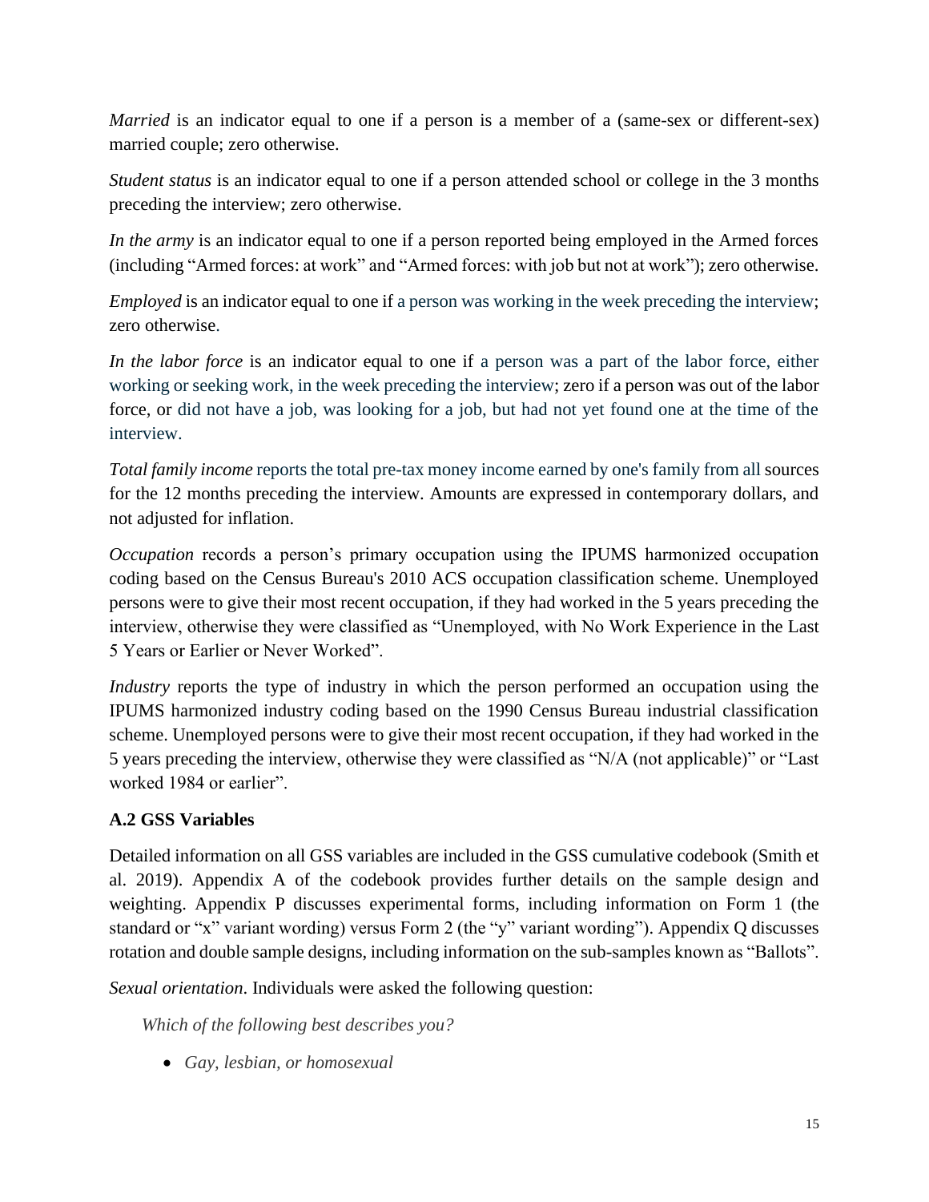*Married* is an indicator equal to one if a person is a member of a (same-sex or different-sex) married couple; zero otherwise.

*Student status* is an indicator equal to one if a person attended school or college in the 3 months preceding the interview; zero otherwise.

*In the army* is an indicator equal to one if a person reported being employed in the Armed forces (including "Armed forces: at work" and "Armed forces: with job but not at work"); zero otherwise.

*Employed* is an indicator equal to one if a person was working in the week preceding the interview; zero otherwise.

*In the labor force* is an indicator equal to one if a person was a part of the labor force, either working or seeking work, in the week preceding the interview; zero if a person was out of the labor force, or did not have a job, was looking for a job, but had not yet found one at the time of the interview.

*Total family income* reports the total pre-tax money income earned by one's family from all sources for the 12 months preceding the interview. Amounts are expressed in contemporary dollars, and not adjusted for inflation.

*Occupation* records a person's primary occupation using the IPUMS harmonized occupation coding based on the Census Bureau's 2010 ACS occupation classification scheme. Unemployed persons were to give their most recent occupation, if they had worked in the 5 years preceding the interview, otherwise they were classified as "Unemployed, with No Work Experience in the Last 5 Years or Earlier or Never Worked".

*Industry* reports the type of industry in which the person performed an occupation using the IPUMS harmonized industry coding based on the 1990 Census Bureau industrial classification scheme. Unemployed persons were to give their most recent occupation, if they had worked in the 5 years preceding the interview, otherwise they were classified as "N/A (not applicable)" or "Last worked 1984 or earlier".

### A.2 GSS Variables

Detailed information on all GSS variables are included in the GSS cumulative codebook (Smith et al. 2019). Appendix A of the codebook provides further details on the sample design and weighting. Appendix P discusses experimental forms, including information on Form 1 (the standard or "x" variant wording) versus Form 2 (the "y" variant wording"). Appendix Q discusses rotation and double sample designs, including information on the sub-samples known as "Ballots".

*Sexual orientation*. Individuals were asked the following question:

*Which of the following best describes you?*

- *Gay, lesbian, or homosexual*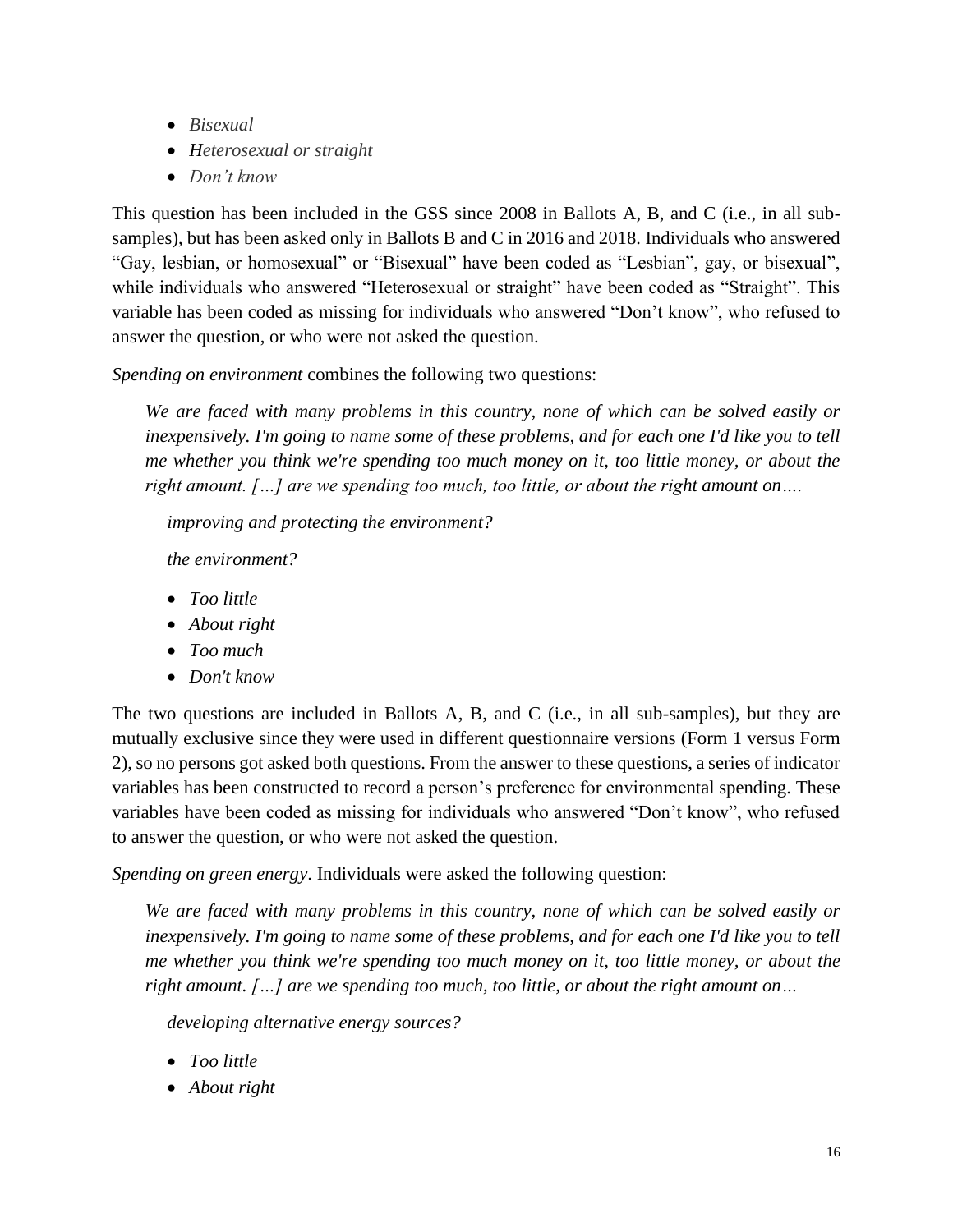- *Bisexual*
- *Heterosexual or straight*
- *Don't know*

This question has been included in the GSS since 2008 in Ballots A, B, and C (i.e., in all sub-samples), but has been asked only in Ballots B and C in 2016 and 2018. Individuals who answered "Gay, lesbian, or homosexual" or "Bisexual" have been coded as "Lesbian", gay, or bisexual", while individuals who answered "Heterosexual or straight" have been coded as "Straight". This variable has been coded as missing for individuals who answered "Don't know", who refused to answer the question, or who were not asked the question.

*Spending on environment* combines the following two questions:

> *We are faced with many problems in this country, none of which can be solved easily or inexpensively. I'm going to name some of these problems, and for each one I'd like you to tell me whether you think we're spending too much money on it, too little money, or about the right amount. […] are we spending too much, too little, or about the right amount on….*
>
> *improving and protecting the environment?*
>
> *the environment?*
>
> - *Too little*
> - *About right*
> - *Too much*
> - *Don't know*

The two questions are included in Ballots A, B, and C (i.e., in all sub-samples), but they are mutually exclusive since they were used in different questionnaire versions (Form 1 versus Form 2), so no persons got asked both questions. From the answer to these questions, a series of indicator variables has been constructed to record a person's preference for environmental spending. These variables have been coded as missing for individuals who answered "Don't know", who refused to answer the question, or who were not asked the question.

*Spending on green energy*. Individuals were asked the following question:

> *We are faced with many problems in this country, none of which can be solved easily or inexpensively. I'm going to name some of these problems, and for each one I'd like you to tell me whether you think we're spending too much money on it, too little money, or about the right amount. […] are we spending too much, too little, or about the right amount on…*
>
> *developing alternative energy sources?*
>
> - *Too little*
> - *About right*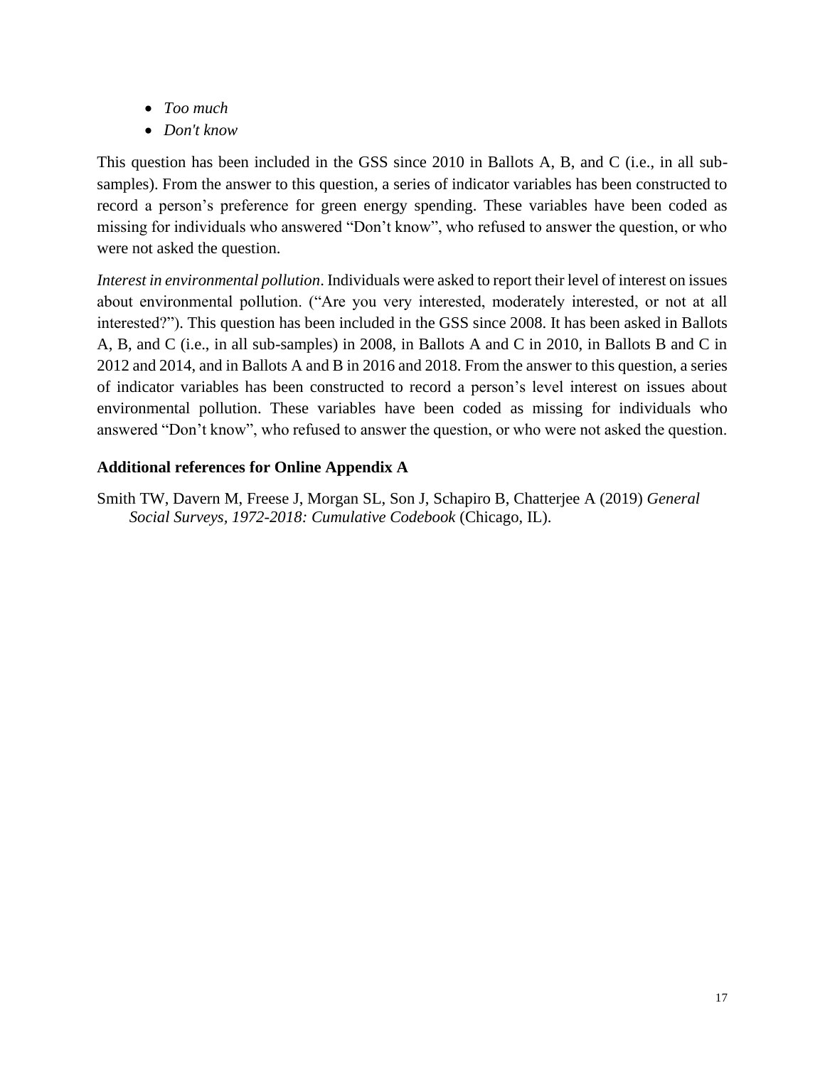- *Too much*
- *Don't know*

This question has been included in the GSS since 2010 in Ballots A, B, and C (i.e., in all sub-samples). From the answer to this question, a series of indicator variables has been constructed to record a person's preference for green energy spending. These variables have been coded as missing for individuals who answered "Don't know", who refused to answer the question, or who were not asked the question.

*Interest in environmental pollution*. Individuals were asked to report their level of interest on issues about environmental pollution. ("Are you very interested, moderately interested, or not at all interested?"). This question has been included in the GSS since 2008. It has been asked in Ballots A, B, and C (i.e., in all sub-samples) in 2008, in Ballots A and C in 2010, in Ballots B and C in 2012 and 2014, and in Ballots A and B in 2016 and 2018. From the answer to this question, a series of indicator variables has been constructed to record a person's level interest on issues about environmental pollution. These variables have been coded as missing for individuals who answered "Don't know", who refused to answer the question, or who were not asked the question.

### Additional references for Online Appendix A

Smith TW, Davern M, Freese J, Morgan SL, Son J, Schapiro B, Chatterjee A (2019) *General Social Surveys, 1972-2018: Cumulative Codebook* (Chicago, IL).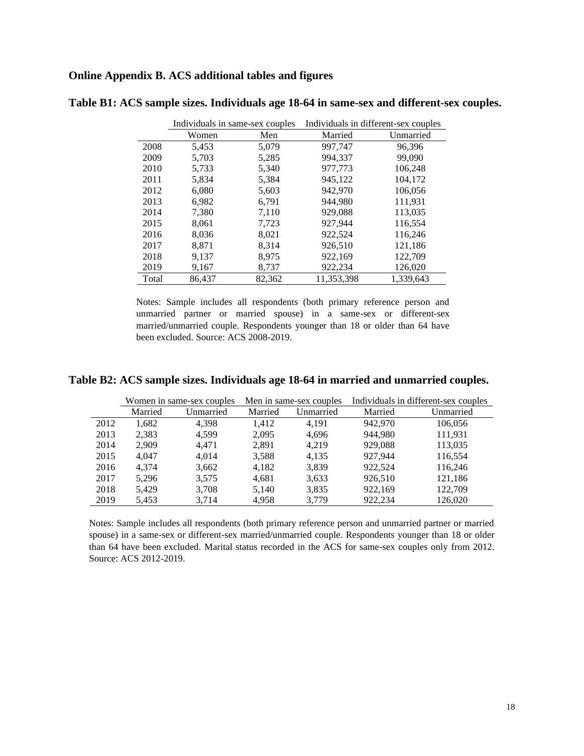## Online Appendix B. ACS additional tables and figures

### Table B1: ACS sample sizes. Individuals age 18-64 in same-sex and different-sex couples.

| | Individuals in same-sex couples | | Individuals in different-sex couples | |
|---|---|---|---|---|
| | Women | Men | Married | Unmarried |
| 2008 | 5,453 | 5,079 | 997,747 | 96,396 |
| 2009 | 5,703 | 5,285 | 994,337 | 99,090 |
| 2010 | 5,733 | 5,340 | 977,773 | 106,248 |
| 2011 | 5,834 | 5,384 | 945,122 | 104,172 |
| 2012 | 6,080 | 5,603 | 942,970 | 106,056 |
| 2013 | 6,982 | 6,791 | 944,980 | 111,931 |
| 2014 | 7,380 | 7,110 | 929,088 | 113,035 |
| 2015 | 8,061 | 7,723 | 927,944 | 116,554 |
| 2016 | 8,036 | 8,021 | 922,524 | 116,246 |
| 2017 | 8,871 | 8,314 | 926,510 | 121,186 |
| 2018 | 9,137 | 8,975 | 922,169 | 122,709 |
| 2019 | 9,167 | 8,737 | 922,234 | 126,020 |
| Total | 86,437 | 82,362 | 11,353,398 | 1,339,643 |

Notes: Sample includes all respondents (both primary reference person and unmarried partner or married spouse) in a same-sex or different-sex married/unmarried couple. Respondents younger than 18 or older than 64 have been excluded. Source: ACS 2008-2019.

### Table B2: ACS sample sizes. Individuals age 18-64 in married and unmarried couples.

| | Women in same-sex couples | | Men in same-sex couples | | Individuals in different-sex couples | |
|---|---|---|---|---|---|---|
| | Married | Unmarried | Married | Unmarried | Married | Unmarried |
| 2012 | 1,682 | 4,398 | 1,412 | 4,191 | 942,970 | 106,056 |
| 2013 | 2,383 | 4,599 | 2,095 | 4,696 | 944,980 | 111,931 |
| 2014 | 2,909 | 4,471 | 2,891 | 4,219 | 929,088 | 113,035 |
| 2015 | 4,047 | 4,014 | 3,588 | 4,135 | 927,944 | 116,554 |
| 2016 | 4,374 | 3,662 | 4,182 | 3,839 | 922,524 | 116,246 |
| 2017 | 5,296 | 3,575 | 4,681 | 3,633 | 926,510 | 121,186 |
| 2018 | 5,429 | 3,708 | 5,140 | 3,835 | 922,169 | 122,709 |
| 2019 | 5,453 | 3,714 | 4,958 | 3,779 | 922,234 | 126,020 |

Notes: Sample includes all respondents (both primary reference person and unmarried partner or married spouse) in a same-sex or different-sex married/unmarried couple. Respondents younger than 18 or older than 64 have been excluded. Marital status recorded in the ACS for same-sex couples only from 2012. Source: ACS 2012-2019.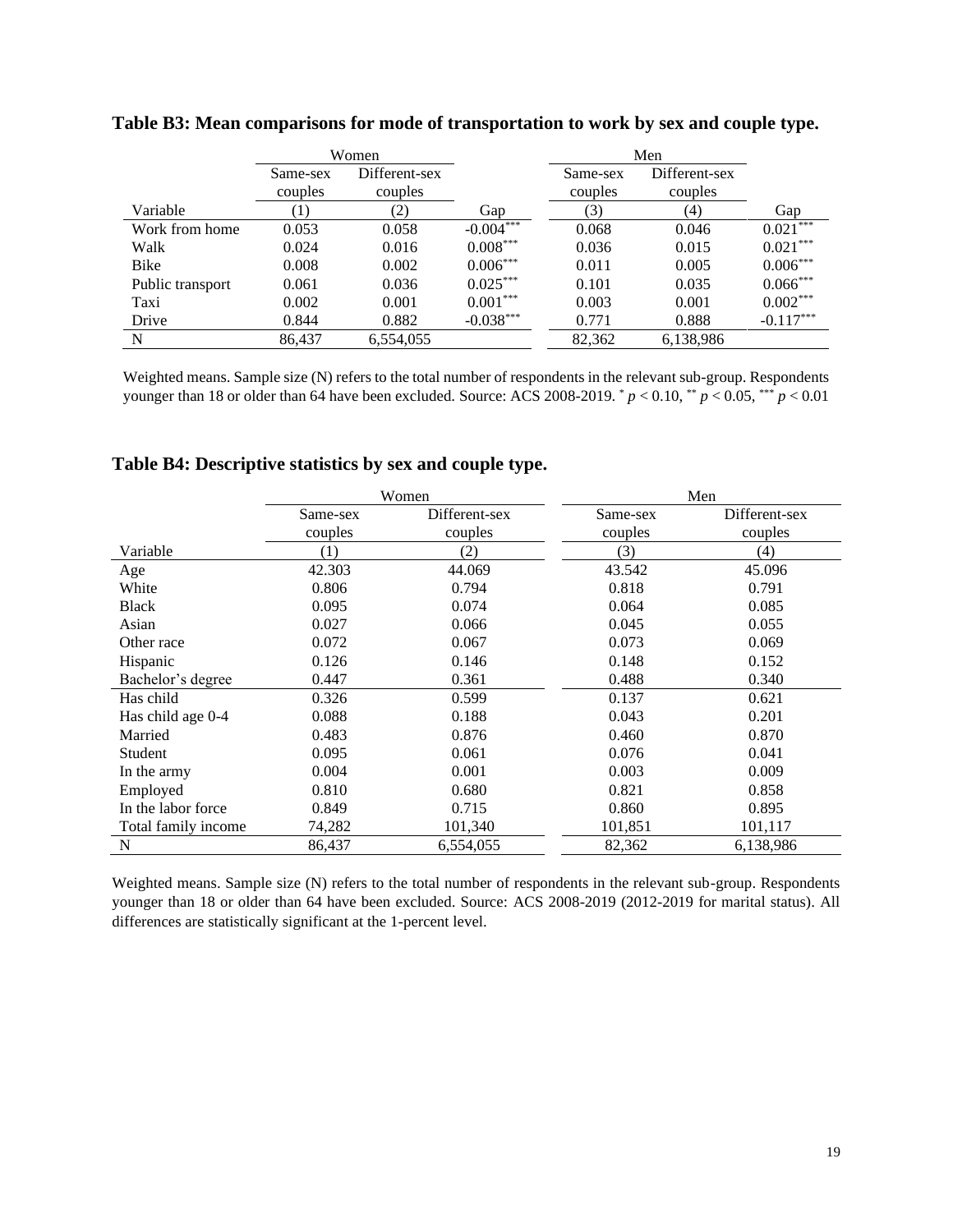**Table B3: Mean comparisons for mode of transportation to work by sex and couple type.**

| | Women | | | Men | | |
|---|---|---|---|---|---|---|
| | Same-sex couples | Different-sex couples | | Same-sex couples | Different-sex couples | |
| Variable | (1) | (2) | Gap | (3) | (4) | Gap |
| Work from home | 0.053 | 0.058 | -0.004*** | 0.068 | 0.046 | 0.021*** |
| Walk | 0.024 | 0.016 | 0.008*** | 0.036 | 0.015 | 0.021*** |
| Bike | 0.008 | 0.002 | 0.006*** | 0.011 | 0.005 | 0.006*** |
| Public transport | 0.061 | 0.036 | 0.025*** | 0.101 | 0.035 | 0.066*** |
| Taxi | 0.002 | 0.001 | 0.001*** | 0.003 | 0.001 | 0.002*** |
| Drive | 0.844 | 0.882 | -0.038*** | 0.771 | 0.888 | -0.117*** |
| N | 86,437 | 6,554,055 | | 82,362 | 6,138,986 | |

Weighted means. Sample size (N) refers to the total number of respondents in the relevant sub-group. Respondents younger than 18 or older than 64 have been excluded. Source: ACS 2008-2019. * $p < 0.10$, ** $p < 0.05$, *** $p < 0.01$

**Table B4: Descriptive statistics by sex and couple type.**

| | Women | | Men | |
|---|---|---|---|---|
| | Same-sex couples | Different-sex couples | Same-sex couples | Different-sex couples |
| Variable | (1) | (2) | (3) | (4) |
| Age | 42.303 | 44.069 | 43.542 | 45.096 |
| White | 0.806 | 0.794 | 0.818 | 0.791 |
| Black | 0.095 | 0.074 | 0.064 | 0.085 |
| Asian | 0.027 | 0.066 | 0.045 | 0.055 |
| Other race | 0.072 | 0.067 | 0.073 | 0.069 |
| Hispanic | 0.126 | 0.146 | 0.148 | 0.152 |
| Bachelor's degree | 0.447 | 0.361 | 0.488 | 0.340 |
| Has child | 0.326 | 0.599 | 0.137 | 0.621 |
| Has child age 0-4 | 0.088 | 0.188 | 0.043 | 0.201 |
| Married | 0.483 | 0.876 | 0.460 | 0.870 |
| Student | 0.095 | 0.061 | 0.076 | 0.041 |
| In the army | 0.004 | 0.001 | 0.003 | 0.009 |
| Employed | 0.810 | 0.680 | 0.821 | 0.858 |
| In the labor force | 0.849 | 0.715 | 0.860 | 0.895 |
| Total family income | 74,282 | 101,340 | 101,851 | 101,117 |
| N | 86,437 | 6,554,055 | 82,362 | 6,138,986 |

Weighted means. Sample size (N) refers to the total number of respondents in the relevant sub-group. Respondents younger than 18 or older than 64 have been excluded. Source: ACS 2008-2019 (2012-2019 for marital status). All differences are statistically significant at the 1-percent level.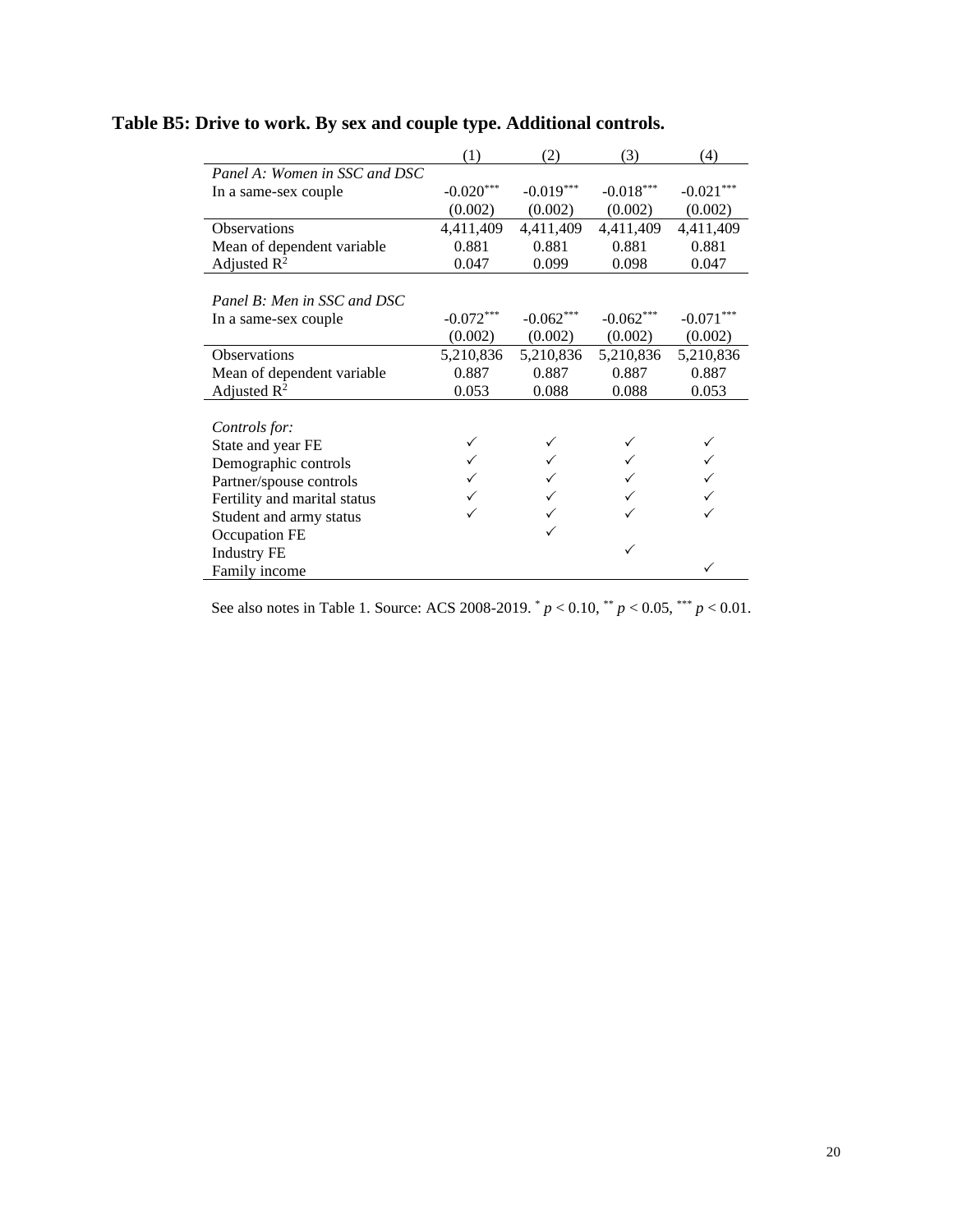**Table B5: Drive to work. By sex and couple type. Additional controls.**

| | (1) | (2) | (3) | (4) |
|---|---|---|---|---|
| *Panel A: Women in SSC and DSC* | | | | |
| In a same-sex couple | -0.020*** | -0.019*** | -0.018*** | -0.021*** |
| | (0.002) | (0.002) | (0.002) | (0.002) |
| Observations | 4,411,409 | 4,411,409 | 4,411,409 | 4,411,409 |
| Mean of dependent variable | 0.881 | 0.881 | 0.881 | 0.881 |
| Adjusted $R^2$ | 0.047 | 0.099 | 0.098 | 0.047 |
| | | | | |
| *Panel B: Men in SSC and DSC* | | | | |
| In a same-sex couple | -0.072*** | -0.062*** | -0.062*** | -0.071*** |
| | (0.002) | (0.002) | (0.002) | (0.002) |
| Observations | 5,210,836 | 5,210,836 | 5,210,836 | 5,210,836 |
| Mean of dependent variable | 0.887 | 0.887 | 0.887 | 0.887 |
| Adjusted $R^2$ | 0.053 | 0.088 | 0.088 | 0.053 |
| | | | | |
| *Controls for:* | | | | |
| State and year FE | ✓ | ✓ | ✓ | ✓ |
| Demographic controls | ✓ | ✓ | ✓ | ✓ |
| Partner/spouse controls | ✓ | ✓ | ✓ | ✓ |
| Fertility and marital status | ✓ | ✓ | ✓ | ✓ |
| Student and army status | ✓ | ✓ | ✓ | ✓ |
| Occupation FE | | ✓ | | |
| Industry FE | | | ✓ | |
| Family income | | | | ✓ |

See also notes in Table 1. Source: ACS 2008-2019. * $p < 0.10$, ** $p < 0.05$, *** $p < 0.01$.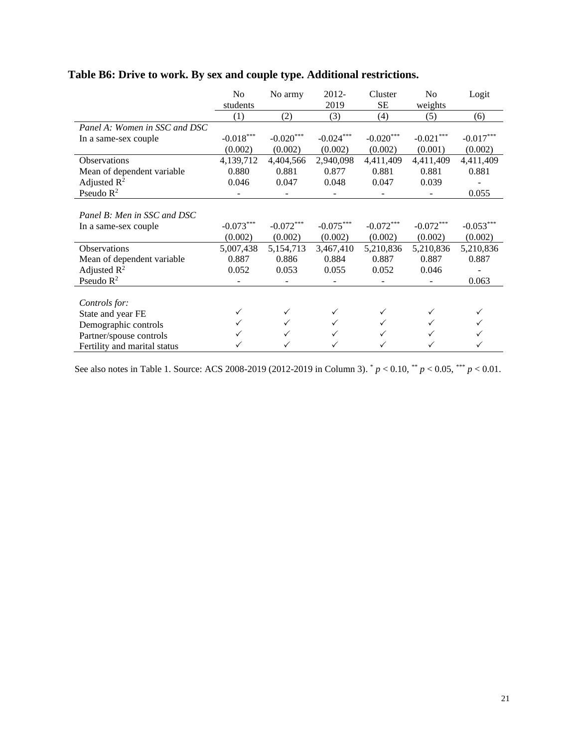**Table B6: Drive to work. By sex and couple type. Additional restrictions.**

| | No students | No army | 2012-2019 | Cluster SE | No weights | Logit |
|---|---|---|---|---|---|---|
| | (1) | (2) | (3) | (4) | (5) | (6) |
| *Panel A: Women in SSC and DSC* | | | | | | |
| In a same-sex couple | -0.018*** | -0.020*** | -0.024*** | -0.020*** | -0.021*** | -0.017*** |
| | (0.002) | (0.002) | (0.002) | (0.002) | (0.001) | (0.002) |
| Observations | 4,139,712 | 4,404,566 | 2,940,098 | 4,411,409 | 4,411,409 | 4,411,409 |
| Mean of dependent variable | 0.880 | 0.881 | 0.877 | 0.881 | 0.881 | 0.881 |
| Adjusted $R^2$ | 0.046 | 0.047 | 0.048 | 0.047 | 0.039 | - |
| Pseudo $R^2$ | - | - | - | - | - | 0.055 |
| *Panel B: Men in SSC and DSC* | | | | | | |
| In a same-sex couple | -0.073*** | -0.072*** | -0.075*** | -0.072*** | -0.072*** | -0.053*** |
| | (0.002) | (0.002) | (0.002) | (0.002) | (0.002) | (0.002) |
| Observations | 5,007,438 | 5,154,713 | 3,467,410 | 5,210,836 | 5,210,836 | 5,210,836 |
| Mean of dependent variable | 0.887 | 0.886 | 0.884 | 0.887 | 0.887 | 0.887 |
| Adjusted $R^2$ | 0.052 | 0.053 | 0.055 | 0.052 | 0.046 | - |
| Pseudo $R^2$ | - | - | - | - | - | 0.063 |
| *Controls for:* | | | | | | |
| State and year FE | ✓ | ✓ | ✓ | ✓ | ✓ | ✓ |
| Demographic controls | ✓ | ✓ | ✓ | ✓ | ✓ | ✓ |
| Partner/spouse controls | ✓ | ✓ | ✓ | ✓ | ✓ | ✓ |
| Fertility and marital status | ✓ | ✓ | ✓ | ✓ | ✓ | ✓ |

See also notes in Table 1. Source: ACS 2008-2019 (2012-2019 in Column 3). * $p < 0.10$, ** $p < 0.05$, *** $p < 0.01$.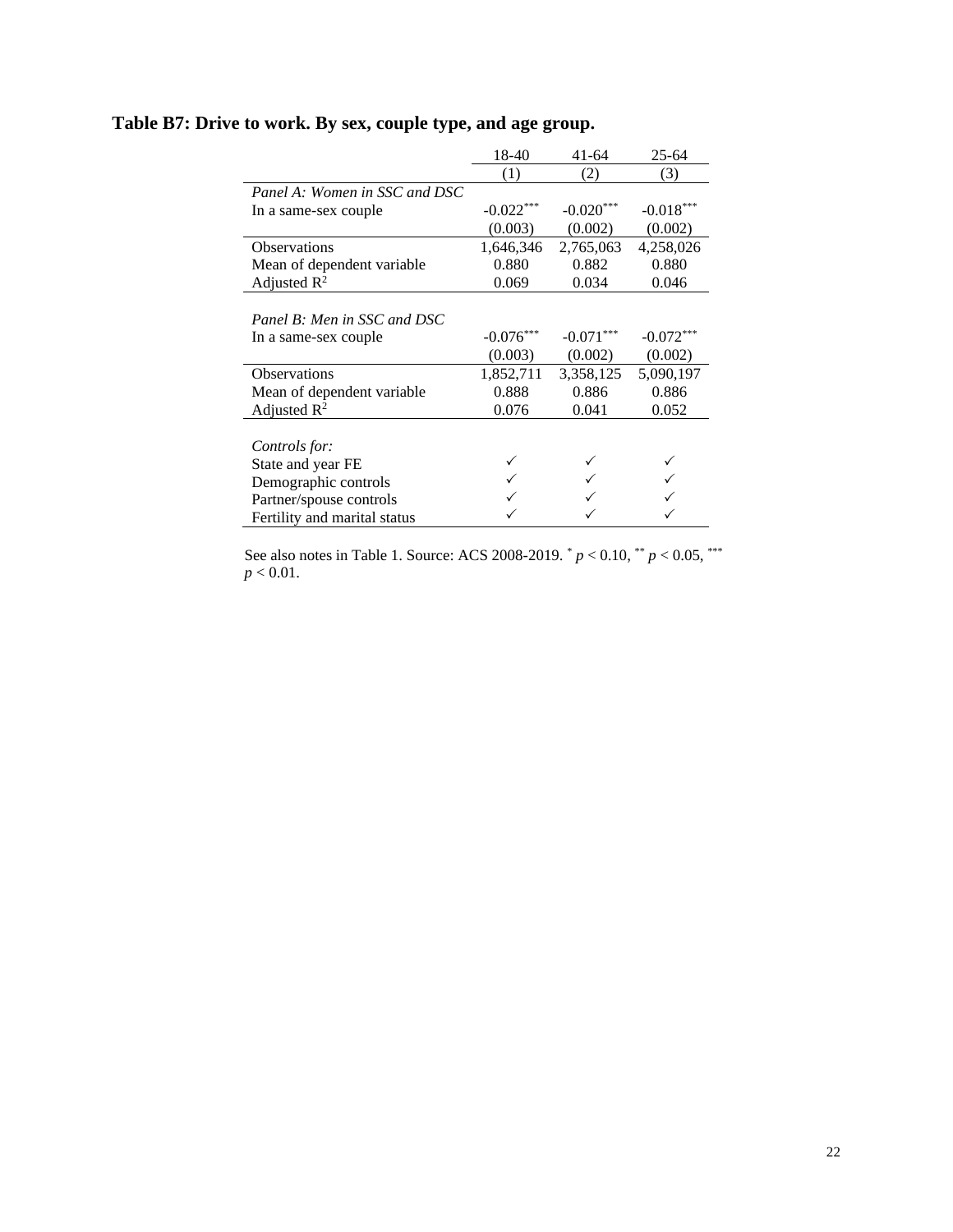**Table B7: Drive to work. By sex, couple type, and age group.**

| | 18-40 | 41-64 | 25-64 |
|---|---|---|---|
| | (1) | (2) | (3) |
| *Panel A: Women in SSC and DSC* | | | |
| In a same-sex couple | -0.022*** | -0.020*** | -0.018*** |
| | (0.003) | (0.002) | (0.002) |
| Observations | 1,646,346 | 2,765,063 | 4,258,026 |
| Mean of dependent variable | 0.880 | 0.882 | 0.880 |
| Adjusted $R^2$ | 0.069 | 0.034 | 0.046 |
| | | | |
| *Panel B: Men in SSC and DSC* | | | |
| In a same-sex couple | -0.076*** | -0.071*** | -0.072*** |
| | (0.003) | (0.002) | (0.002) |
| Observations | 1,852,711 | 3,358,125 | 5,090,197 |
| Mean of dependent variable | 0.888 | 0.886 | 0.886 |
| Adjusted $R^2$ | 0.076 | 0.041 | 0.052 |
| | | | |
| *Controls for:* | | | |
| State and year FE | ✓ | ✓ | ✓ |
| Demographic controls | ✓ | ✓ | ✓ |
| Partner/spouse controls | ✓ | ✓ | ✓ |
| Fertility and marital status | ✓ | ✓ | ✓ |

See also notes in Table 1. Source: ACS 2008-2019. * $p < 0.10$, ** $p < 0.05$, *** $p < 0.01$.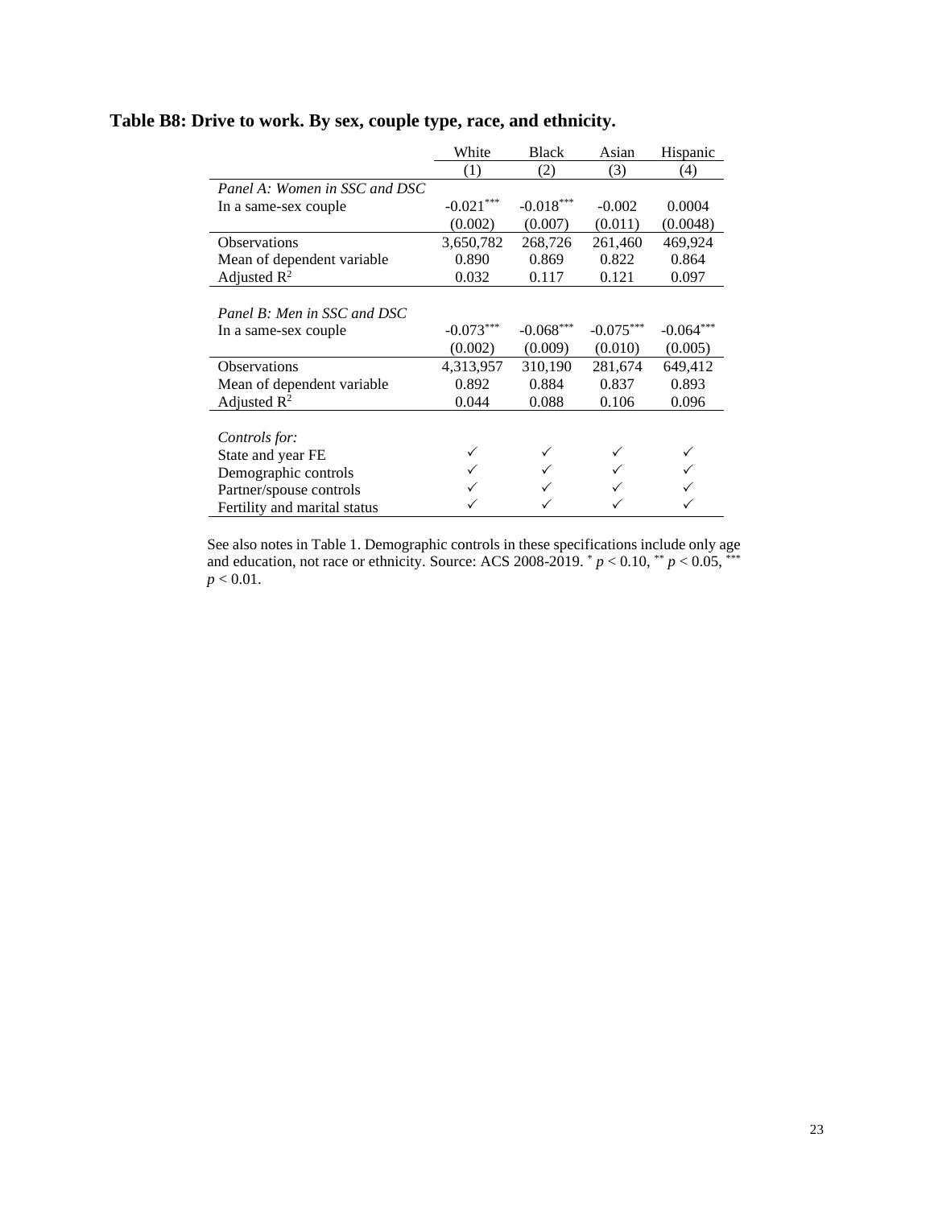**Table B8: Drive to work. By sex, couple type, race, and ethnicity.**

| | White | Black | Asian | Hispanic |
|---|---|---|---|---|
| | (1) | (2) | (3) | (4) |
| *Panel A: Women in SSC and DSC* | | | | |
| In a same-sex couple | -0.021*** | -0.018*** | -0.002 | 0.0004 |
| | (0.002) | (0.007) | (0.011) | (0.0048) |
| Observations | 3,650,782 | 268,726 | 261,460 | 469,924 |
| Mean of dependent variable | 0.890 | 0.869 | 0.822 | 0.864 |
| Adjusted $R^2$ | 0.032 | 0.117 | 0.121 | 0.097 |
| *Panel B: Men in SSC and DSC* | | | | |
| In a same-sex couple | -0.073*** | -0.068*** | -0.075*** | -0.064*** |
| | (0.002) | (0.009) | (0.010) | (0.005) |
| Observations | 4,313,957 | 310,190 | 281,674 | 649,412 |
| Mean of dependent variable | 0.892 | 0.884 | 0.837 | 0.893 |
| Adjusted $R^2$ | 0.044 | 0.088 | 0.106 | 0.096 |
| *Controls for:* | | | | |
| State and year FE | ✓ | ✓ | ✓ | ✓ |
| Demographic controls | ✓ | ✓ | ✓ | ✓ |
| Partner/spouse controls | ✓ | ✓ | ✓ | ✓ |
| Fertility and marital status | ✓ | ✓ | ✓ | ✓ |

See also notes in Table 1. Demographic controls in these specifications include only age and education, not race or ethnicity. Source: ACS 2008-2019. * $p < 0.10$, ** $p < 0.05$, *** $p < 0.01$.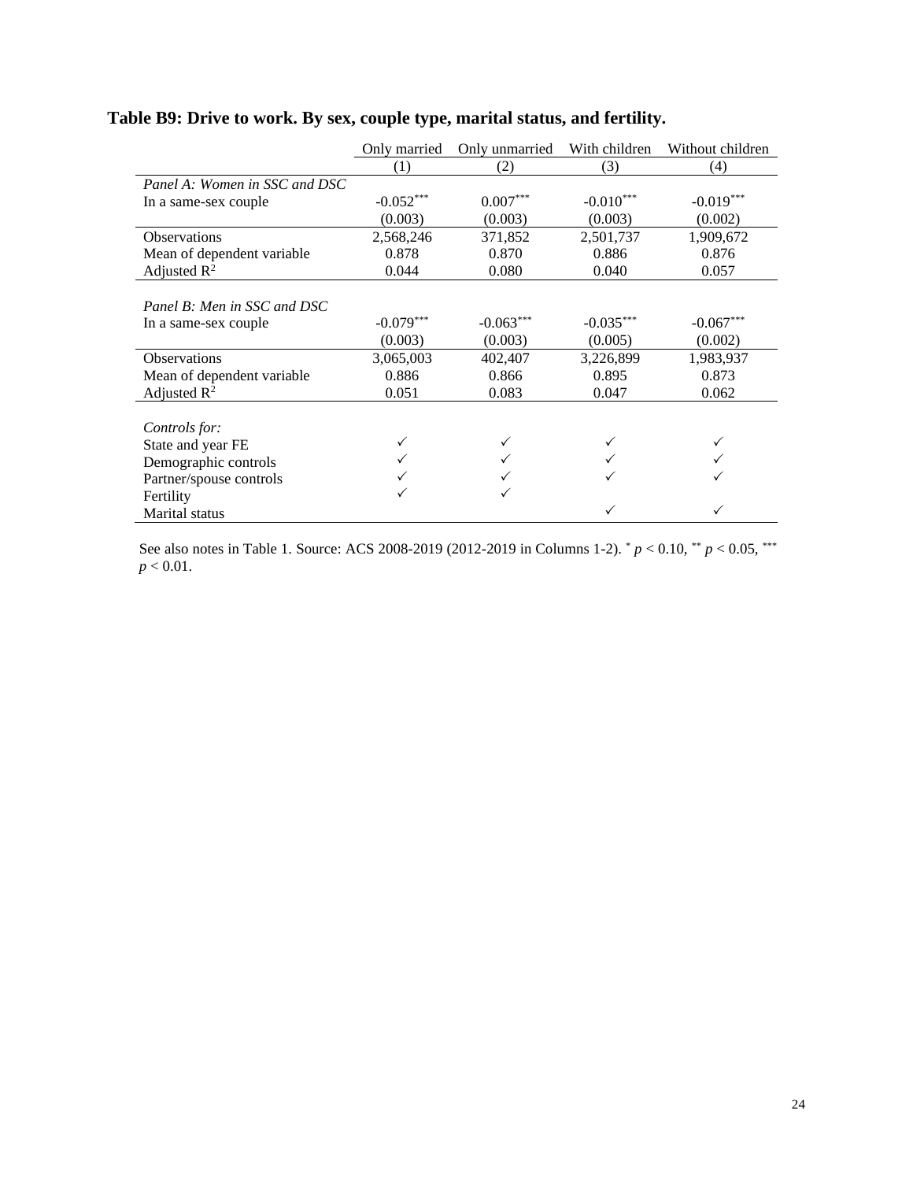**Table B9: Drive to work. By sex, couple type, marital status, and fertility.**

| | Only married | Only unmarried | With children | Without children |
|---|---|---|---|---|
| | (1) | (2) | (3) | (4) |
| *Panel A: Women in SSC and DSC* | | | | |
| In a same-sex couple | -0.052*** | 0.007*** | -0.010*** | -0.019*** |
| | (0.003) | (0.003) | (0.003) | (0.002) |
| Observations | 2,568,246 | 371,852 | 2,501,737 | 1,909,672 |
| Mean of dependent variable | 0.878 | 0.870 | 0.886 | 0.876 |
| Adjusted $R^2$ | 0.044 | 0.080 | 0.040 | 0.057 |
| | | | | |
| *Panel B: Men in SSC and DSC* | | | | |
| In a same-sex couple | -0.079*** | -0.063*** | -0.035*** | -0.067*** |
| | (0.003) | (0.003) | (0.005) | (0.002) |
| Observations | 3,065,003 | 402,407 | 3,226,899 | 1,983,937 |
| Mean of dependent variable | 0.886 | 0.866 | 0.895 | 0.873 |
| Adjusted $R^2$ | 0.051 | 0.083 | 0.047 | 0.062 |
| | | | | |
| *Controls for:* | | | | |
| State and year FE | ✓ | ✓ | ✓ | ✓ |
| Demographic controls | ✓ | ✓ | ✓ | ✓ |
| Partner/spouse controls | ✓ | ✓ | ✓ | ✓ |
| Fertility | ✓ | ✓ | | |
| Marital status | | | ✓ | ✓ |

See also notes in Table 1. Source: ACS 2008-2019 (2012-2019 in Columns 1-2). * $p < 0.10$, ** $p < 0.05$, *** $p < 0.01$.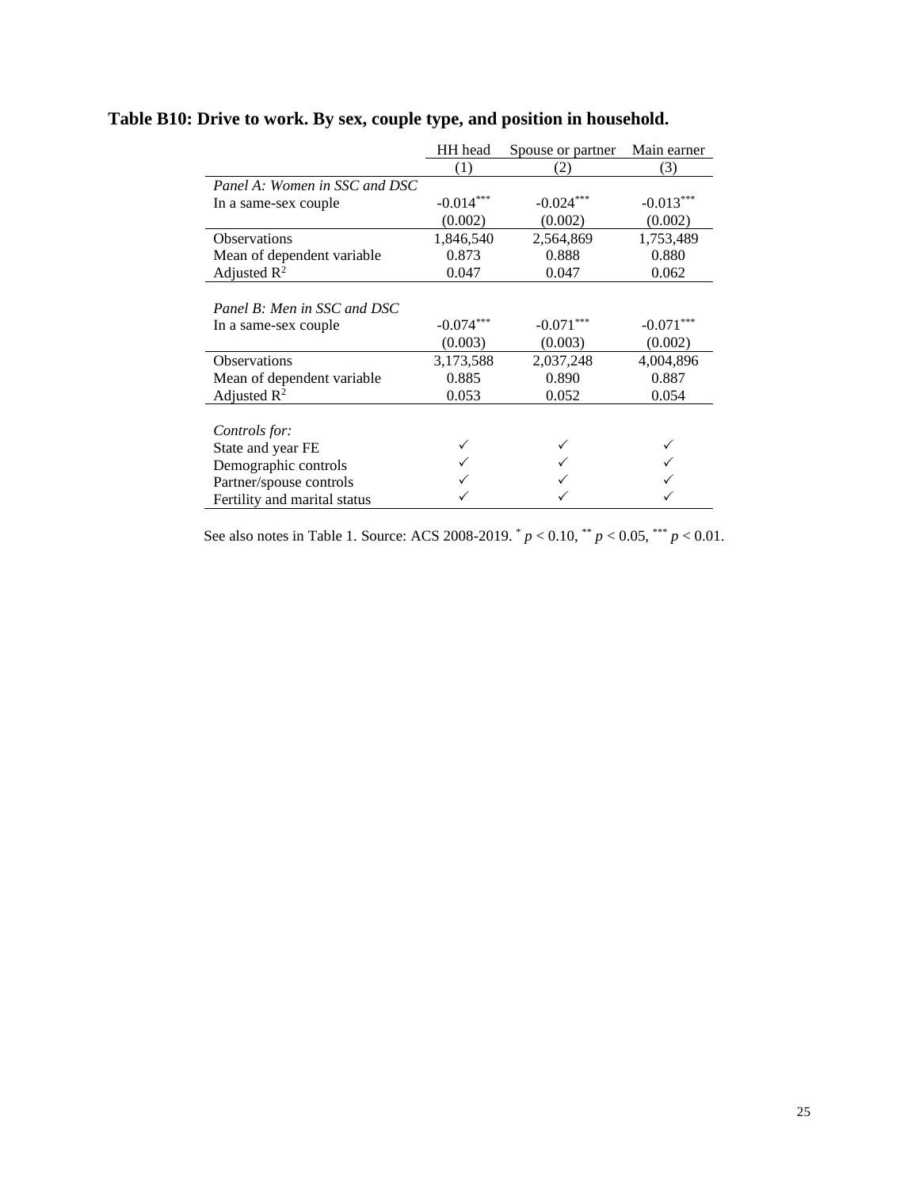**Table B10: Drive to work. By sex, couple type, and position in household.**

| | HH head | Spouse or partner | Main earner |
|---|---|---|---|
| | (1) | (2) | (3) |
| *Panel A: Women in SSC and DSC* | | | |
| In a same-sex couple | -0.014*** | -0.024*** | -0.013*** |
| | (0.002) | (0.002) | (0.002) |
| Observations | 1,846,540 | 2,564,869 | 1,753,489 |
| Mean of dependent variable | 0.873 | 0.888 | 0.880 |
| Adjusted $R^2$ | 0.047 | 0.047 | 0.062 |
| | | | |
| *Panel B: Men in SSC and DSC* | | | |
| In a same-sex couple | -0.074*** | -0.071*** | -0.071*** |
| | (0.003) | (0.003) | (0.002) |
| Observations | 3,173,588 | 2,037,248 | 4,004,896 |
| Mean of dependent variable | 0.885 | 0.890 | 0.887 |
| Adjusted $R^2$ | 0.053 | 0.052 | 0.054 |
| | | | |
| *Controls for:* | | | |
| State and year FE | ✓ | ✓ | ✓ |
| Demographic controls | ✓ | ✓ | ✓ |
| Partner/spouse controls | ✓ | ✓ | ✓ |
| Fertility and marital status | ✓ | ✓ | ✓ |

See also notes in Table 1. Source: ACS 2008-2019. * $p < 0.10$, ** $p < 0.05$, *** $p < 0.01$.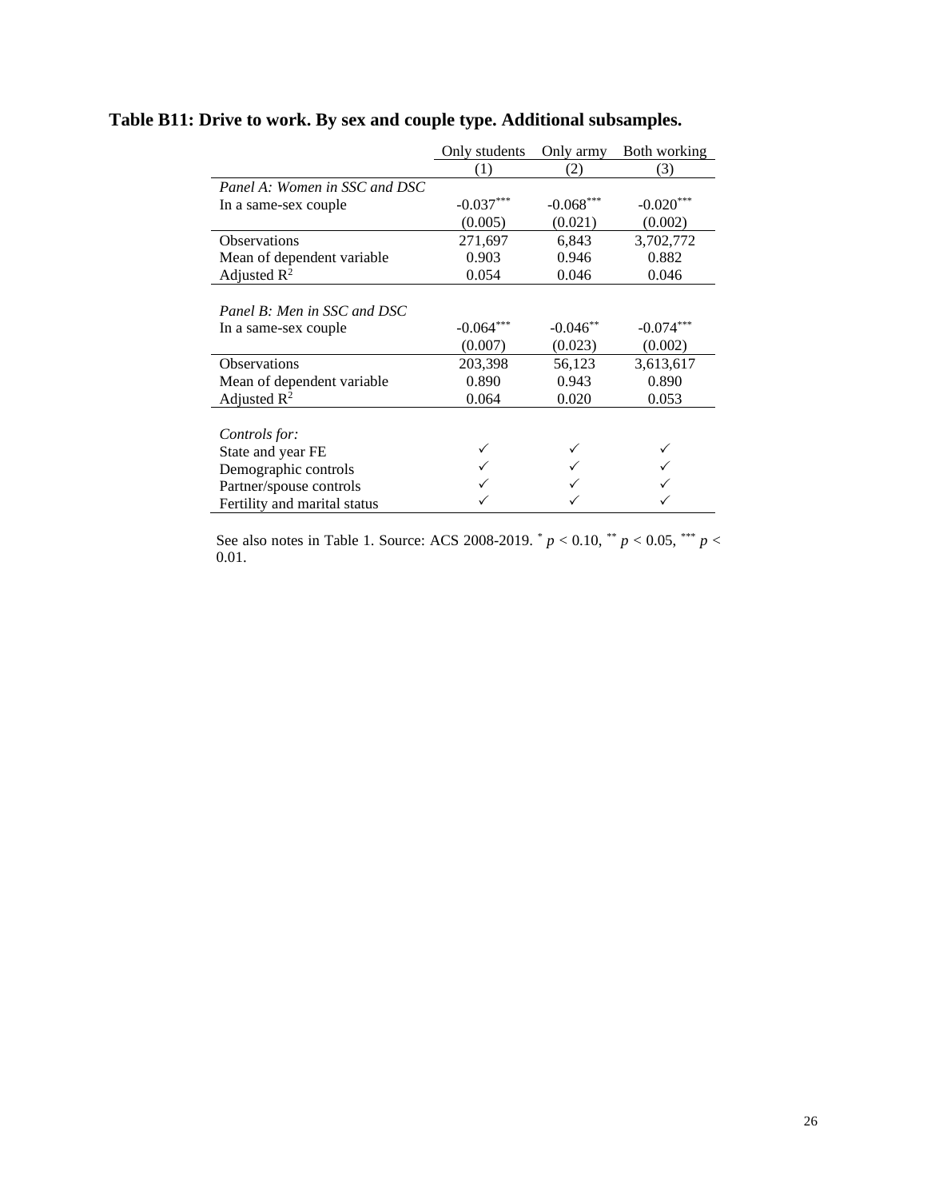**Table B11: Drive to work. By sex and couple type. Additional subsamples.**

| | Only students | Only army | Both working |
|---|---|---|---|
| | (1) | (2) | (3) |
| *Panel A: Women in SSC and DSC* | | | |
| In a same-sex couple | -0.037*** | -0.068*** | -0.020*** |
| | (0.005) | (0.021) | (0.002) |
| Observations | 271,697 | 6,843 | 3,702,772 |
| Mean of dependent variable | 0.903 | 0.946 | 0.882 |
| Adjusted $R^2$ | 0.054 | 0.046 | 0.046 |
| | | | |
| *Panel B: Men in SSC and DSC* | | | |
| In a same-sex couple | -0.064*** | -0.046** | -0.074*** |
| | (0.007) | (0.023) | (0.002) |
| Observations | 203,398 | 56,123 | 3,613,617 |
| Mean of dependent variable | 0.890 | 0.943 | 0.890 |
| Adjusted $R^2$ | 0.064 | 0.020 | 0.053 |
| | | | |
| *Controls for:* | | | |
| State and year FE | ✓ | ✓ | ✓ |
| Demographic controls | ✓ | ✓ | ✓ |
| Partner/spouse controls | ✓ | ✓ | ✓ |
| Fertility and marital status | ✓ | ✓ | ✓ |

See also notes in Table 1. Source: ACS 2008-2019. * $p < 0.10$, ** $p < 0.05$, *** $p < 0.01$.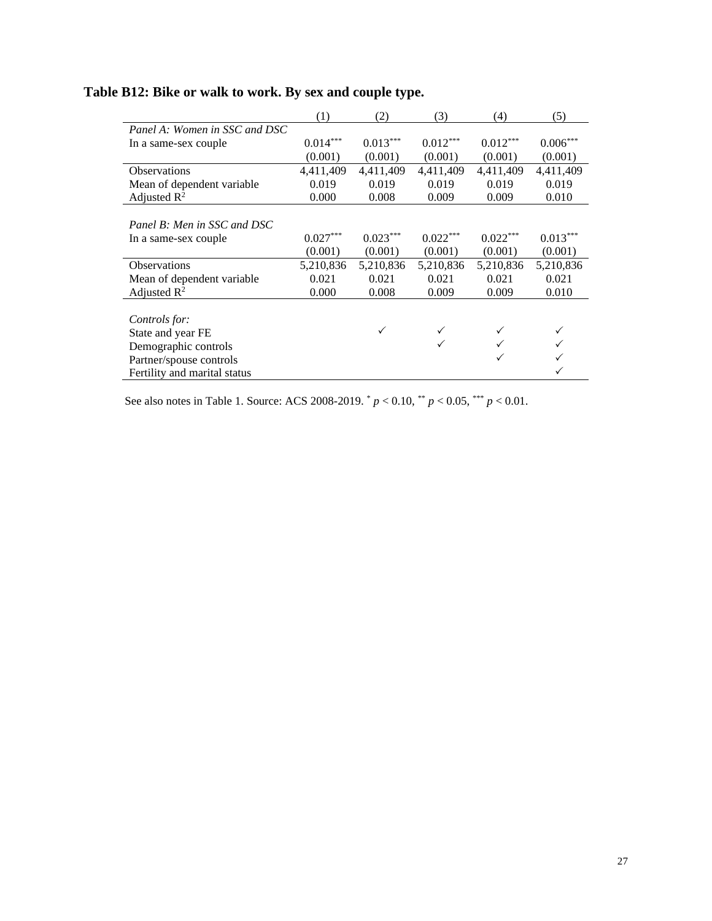**Table B12: Bike or walk to work. By sex and couple type.**

| | (1) | (2) | (3) | (4) | (5) |
|---|---|---|---|---|---|
| *Panel A: Women in SSC and DSC* | | | | | |
| In a same-sex couple | 0.014*** | 0.013*** | 0.012*** | 0.012*** | 0.006*** |
| | (0.001) | (0.001) | (0.001) | (0.001) | (0.001) |
| Observations | 4,411,409 | 4,411,409 | 4,411,409 | 4,411,409 | 4,411,409 |
| Mean of dependent variable | 0.019 | 0.019 | 0.019 | 0.019 | 0.019 |
| Adjusted $R^2$ | 0.000 | 0.008 | 0.009 | 0.009 | 0.010 |
| | | | | | |
| *Panel B: Men in SSC and DSC* | | | | | |
| In a same-sex couple | 0.027*** | 0.023*** | 0.022*** | 0.022*** | 0.013*** |
| | (0.001) | (0.001) | (0.001) | (0.001) | (0.001) |
| Observations | 5,210,836 | 5,210,836 | 5,210,836 | 5,210,836 | 5,210,836 |
| Mean of dependent variable | 0.021 | 0.021 | 0.021 | 0.021 | 0.021 |
| Adjusted $R^2$ | 0.000 | 0.008 | 0.009 | 0.009 | 0.010 |
| | | | | | |
| *Controls for:* | | | | | |
| State and year FE | | ✓ | ✓ | ✓ | ✓ |
| Demographic controls | | | ✓ | ✓ | ✓ |
| Partner/spouse controls | | | | ✓ | ✓ |
| Fertility and marital status | | | | | ✓ |

See also notes in Table 1. Source: ACS 2008-2019. * $p < 0.10$, ** $p < 0.05$, *** $p < 0.01$.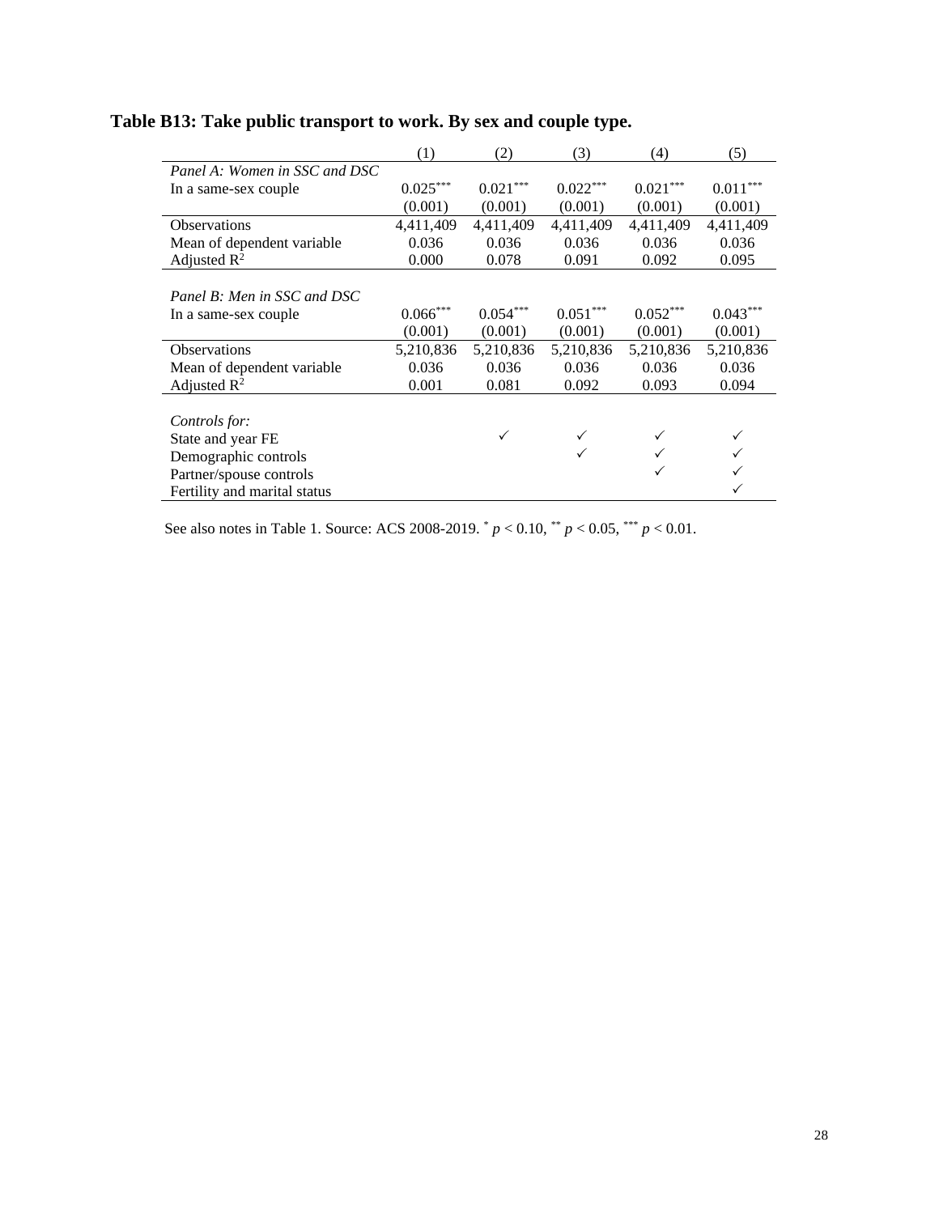**Table B13: Take public transport to work. By sex and couple type.**

| | (1) | (2) | (3) | (4) | (5) |
|---|---|---|---|---|---|
| *Panel A: Women in SSC and DSC* | | | | | |
| In a same-sex couple | 0.025*** | 0.021*** | 0.022*** | 0.021*** | 0.011*** |
| | (0.001) | (0.001) | (0.001) | (0.001) | (0.001) |
| Observations | 4,411,409 | 4,411,409 | 4,411,409 | 4,411,409 | 4,411,409 |
| Mean of dependent variable | 0.036 | 0.036 | 0.036 | 0.036 | 0.036 |
| Adjusted $R^2$ | 0.000 | 0.078 | 0.091 | 0.092 | 0.095 |
| *Panel B: Men in SSC and DSC* | | | | | |
| In a same-sex couple | 0.066*** | 0.054*** | 0.051*** | 0.052*** | 0.043*** |
| | (0.001) | (0.001) | (0.001) | (0.001) | (0.001) |
| Observations | 5,210,836 | 5,210,836 | 5,210,836 | 5,210,836 | 5,210,836 |
| Mean of dependent variable | 0.036 | 0.036 | 0.036 | 0.036 | 0.036 |
| Adjusted $R^2$ | 0.001 | 0.081 | 0.092 | 0.093 | 0.094 |
| *Controls for:* | | | | | |
| State and year FE | | ✓ | ✓ | ✓ | ✓ |
| Demographic controls | | | ✓ | ✓ | ✓ |
| Partner/spouse controls | | | | ✓ | ✓ |
| Fertility and marital status | | | | | ✓ |

See also notes in Table 1. Source: ACS 2008-2019. * $p < 0.10$, ** $p < 0.05$, *** $p < 0.01$.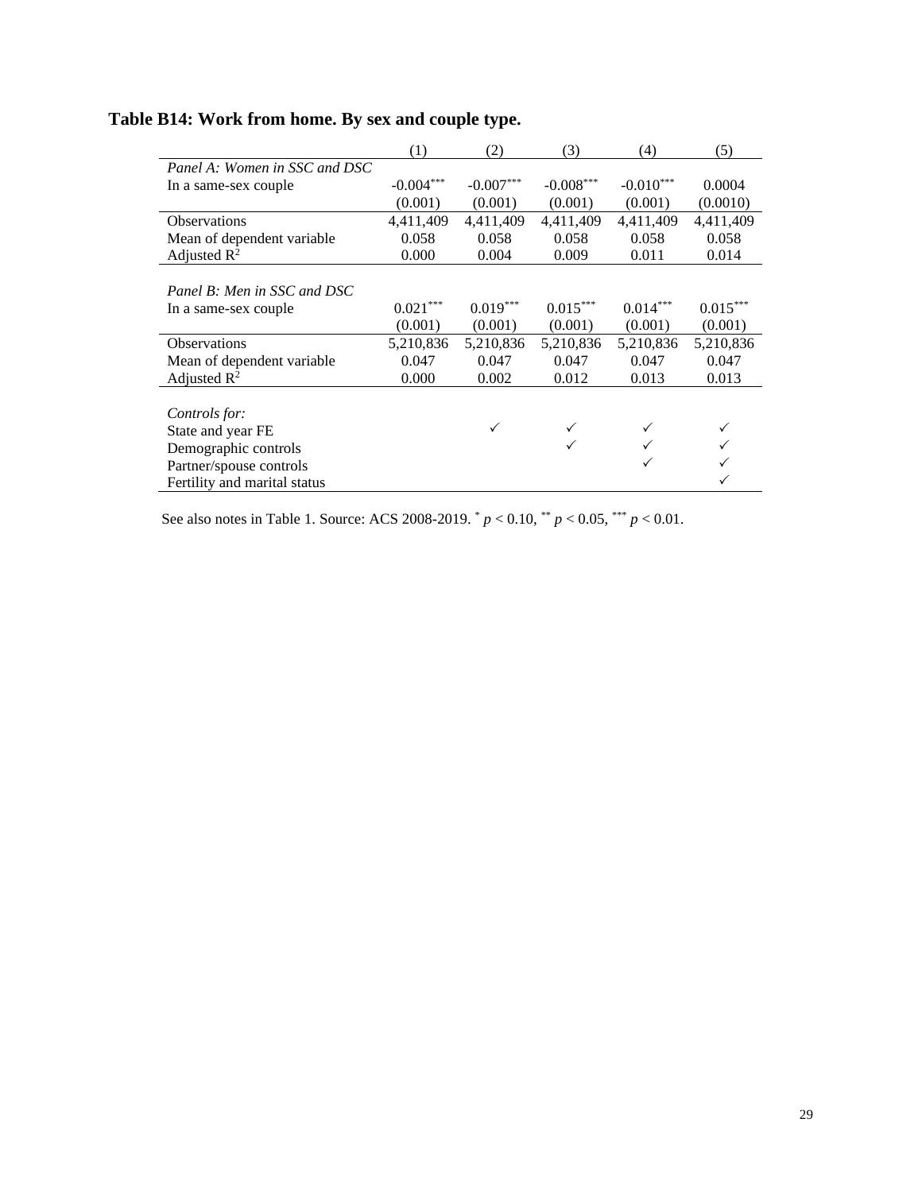**Table B14: Work from home. By sex and couple type.**

| | (1) | (2) | (3) | (4) | (5) |
|---|---|---|---|---|---|
| *Panel A: Women in SSC and DSC* | | | | | |
| In a same-sex couple | -0.004*** | -0.007*** | -0.008*** | -0.010*** | 0.0004 |
| | (0.001) | (0.001) | (0.001) | (0.001) | (0.0010) |
| Observations | 4,411,409 | 4,411,409 | 4,411,409 | 4,411,409 | 4,411,409 |
| Mean of dependent variable | 0.058 | 0.058 | 0.058 | 0.058 | 0.058 |
| Adjusted $R^2$ | 0.000 | 0.004 | 0.009 | 0.011 | 0.014 |
| *Panel B: Men in SSC and DSC* | | | | | |
| In a same-sex couple | 0.021*** | 0.019*** | 0.015*** | 0.014*** | 0.015*** |
| | (0.001) | (0.001) | (0.001) | (0.001) | (0.001) |
| Observations | 5,210,836 | 5,210,836 | 5,210,836 | 5,210,836 | 5,210,836 |
| Mean of dependent variable | 0.047 | 0.047 | 0.047 | 0.047 | 0.047 |
| Adjusted $R^2$ | 0.000 | 0.002 | 0.012 | 0.013 | 0.013 |
| *Controls for:* | | | | | |
| State and year FE | | ✓ | ✓ | ✓ | ✓ |
| Demographic controls | | | ✓ | ✓ | ✓ |
| Partner/spouse controls | | | | ✓ | ✓ |
| Fertility and marital status | | | | | ✓ |

See also notes in Table 1. Source: ACS 2008-2019. * $p < 0.10$, ** $p < 0.05$, *** $p < 0.01$.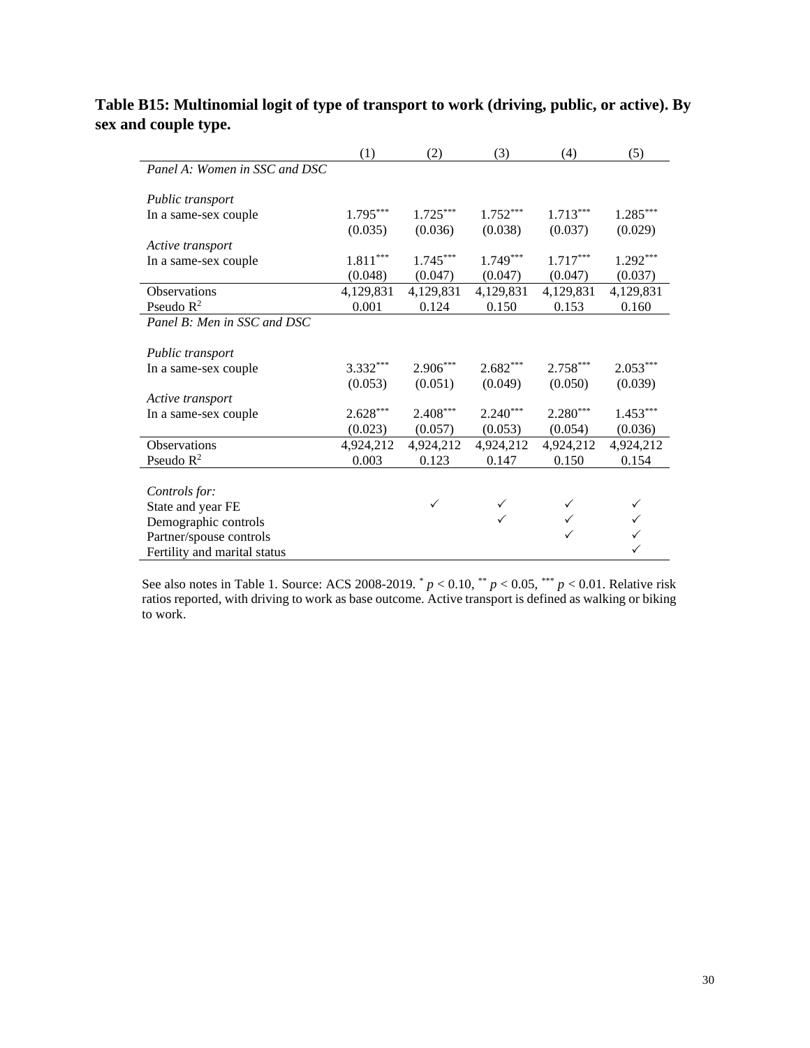**Table B15: Multinomial logit of type of transport to work (driving, public, or active). By sex and couple type.**

| | (1) | (2) | (3) | (4) | (5) |
|---|---|---|---|---|---|
| *Panel A: Women in SSC and DSC* | | | | | |
| *Public transport* | | | | | |
| In a same-sex couple | 1.795*** | 1.725*** | 1.752*** | 1.713*** | 1.285*** |
| | (0.035) | (0.036) | (0.038) | (0.037) | (0.029) |
| *Active transport* | | | | | |
| In a same-sex couple | 1.811*** | 1.745*** | 1.749*** | 1.717*** | 1.292*** |
| | (0.048) | (0.047) | (0.047) | (0.047) | (0.037) |
| Observations | 4,129,831 | 4,129,831 | 4,129,831 | 4,129,831 | 4,129,831 |
| Pseudo $R^2$ | 0.001 | 0.124 | 0.150 | 0.153 | 0.160 |
| *Panel B: Men in SSC and DSC* | | | | | |
| *Public transport* | | | | | |
| In a same-sex couple | 3.332*** | 2.906*** | 2.682*** | 2.758*** | 2.053*** |
| | (0.053) | (0.051) | (0.049) | (0.050) | (0.039) |
| *Active transport* | | | | | |
| In a same-sex couple | 2.628*** | 2.408*** | 2.240*** | 2.280*** | 1.453*** |
| | (0.023) | (0.057) | (0.053) | (0.054) | (0.036) |
| Observations | 4,924,212 | 4,924,212 | 4,924,212 | 4,924,212 | 4,924,212 |
| Pseudo $R^2$ | 0.003 | 0.123 | 0.147 | 0.150 | 0.154 |
| *Controls for:* | | | | | |
| State and year FE | | ✓ | ✓ | ✓ | ✓ |
| Demographic controls | | | ✓ | ✓ | ✓ |
| Partner/spouse controls | | | | ✓ | ✓ |
| Fertility and marital status | | | | | ✓ |

See also notes in Table 1. Source: ACS 2008-2019. * $p < 0.10$, ** $p < 0.05$, *** $p < 0.01$. Relative risk ratios reported, with driving to work as base outcome. Active transport is defined as walking or biking to work.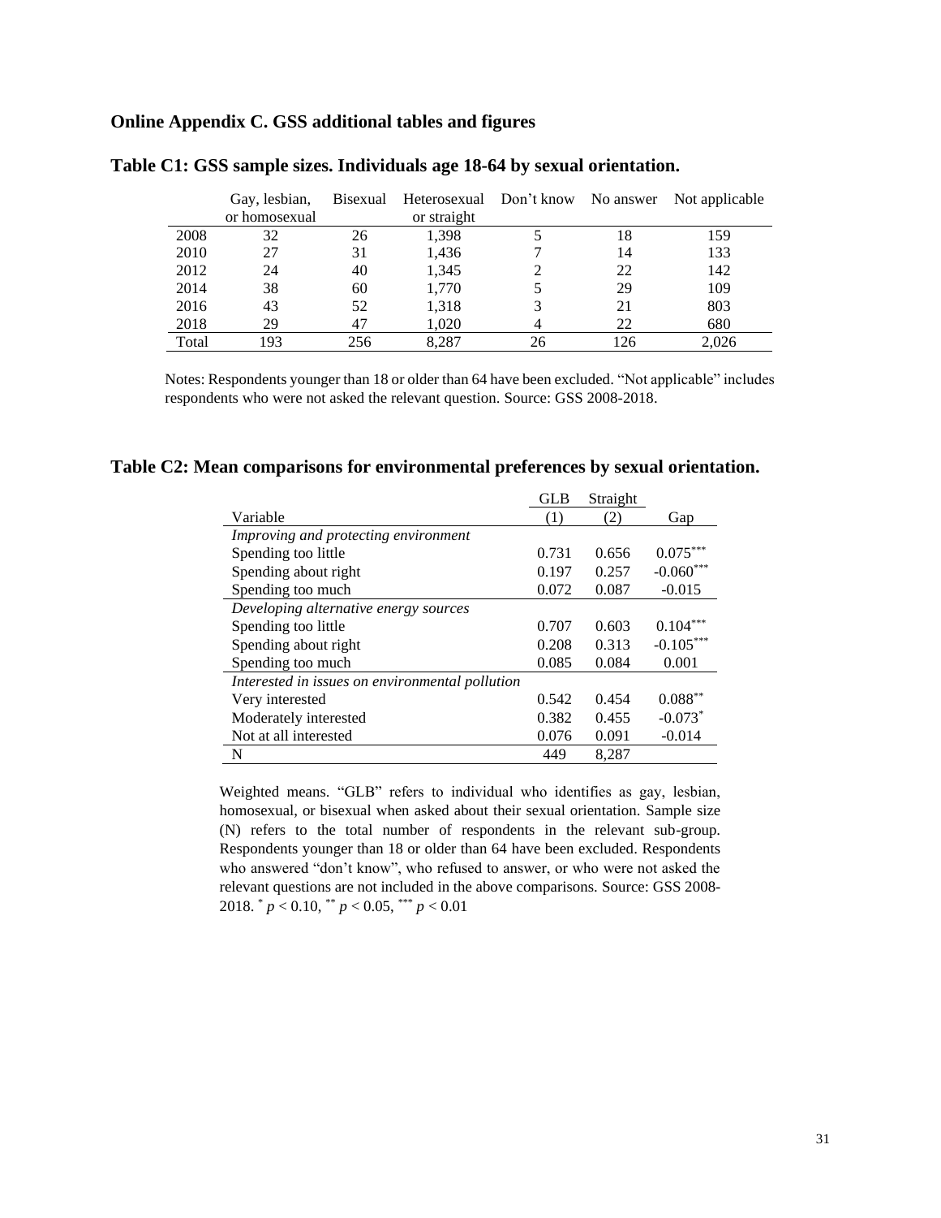## Online Appendix C. GSS additional tables and figures

### Table C1: GSS sample sizes. Individuals age 18-64 by sexual orientation.

| | Gay, lesbian, or homosexual | Bisexual | Heterosexual or straight | Don't know | No answer | Not applicable |
|---|---|---|---|---|---|---|
| 2008 | 32 | 26 | 1,398 | 5 | 18 | 159 |
| 2010 | 27 | 31 | 1,436 | 7 | 14 | 133 |
| 2012 | 24 | 40 | 1,345 | 2 | 22 | 142 |
| 2014 | 38 | 60 | 1,770 | 5 | 29 | 109 |
| 2016 | 43 | 52 | 1,318 | 3 | 21 | 803 |
| 2018 | 29 | 47 | 1,020 | 4 | 22 | 680 |
| Total | 193 | 256 | 8,287 | 26 | 126 | 2,026 |

Notes: Respondents younger than 18 or older than 64 have been excluded. "Not applicable" includes respondents who were not asked the relevant question. Source: GSS 2008-2018.

### Table C2: Mean comparisons for environmental preferences by sexual orientation.

| | GLB | Straight | |
|---|---|---|---|
| Variable | (1) | (2) | Gap |
| *Improving and protecting environment* | | | |
| Spending too little | 0.731 | 0.656 | 0.075*** |
| Spending about right | 0.197 | 0.257 | -0.060*** |
| Spending too much | 0.072 | 0.087 | -0.015 |
| *Developing alternative energy sources* | | | |
| Spending too little | 0.707 | 0.603 | 0.104*** |
| Spending about right | 0.208 | 0.313 | -0.105*** |
| Spending too much | 0.085 | 0.084 | 0.001 |
| *Interested in issues on environmental pollution* | | | |
| Very interested | 0.542 | 0.454 | 0.088** |
| Moderately interested | 0.382 | 0.455 | -0.073* |
| Not at all interested | 0.076 | 0.091 | -0.014 |
| N | 449 | 8,287 | |

Weighted means. "GLB" refers to individual who identifies as gay, lesbian, homosexual, or bisexual when asked about their sexual orientation. Sample size (N) refers to the total number of respondents in the relevant sub-group. Respondents younger than 18 or older than 64 have been excluded. Respondents who answered "don't know", who refused to answer, or who were not asked the relevant questions are not included in the above comparisons. Source: GSS 2008-2018. * $p < 0.10$, ** $p < 0.05$, *** $p < 0.01$